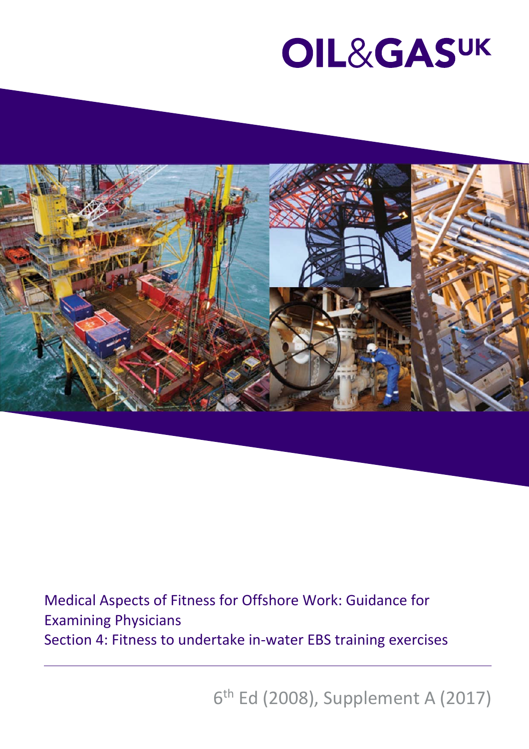# OIL&GAS UK

Medical Aspects of Fitness for Offshore Work: Guidance for Examining Physicians

Section 4: Fitness to undertake in-water EBS training exercises

6th Ed (2008), Supplement A (2017)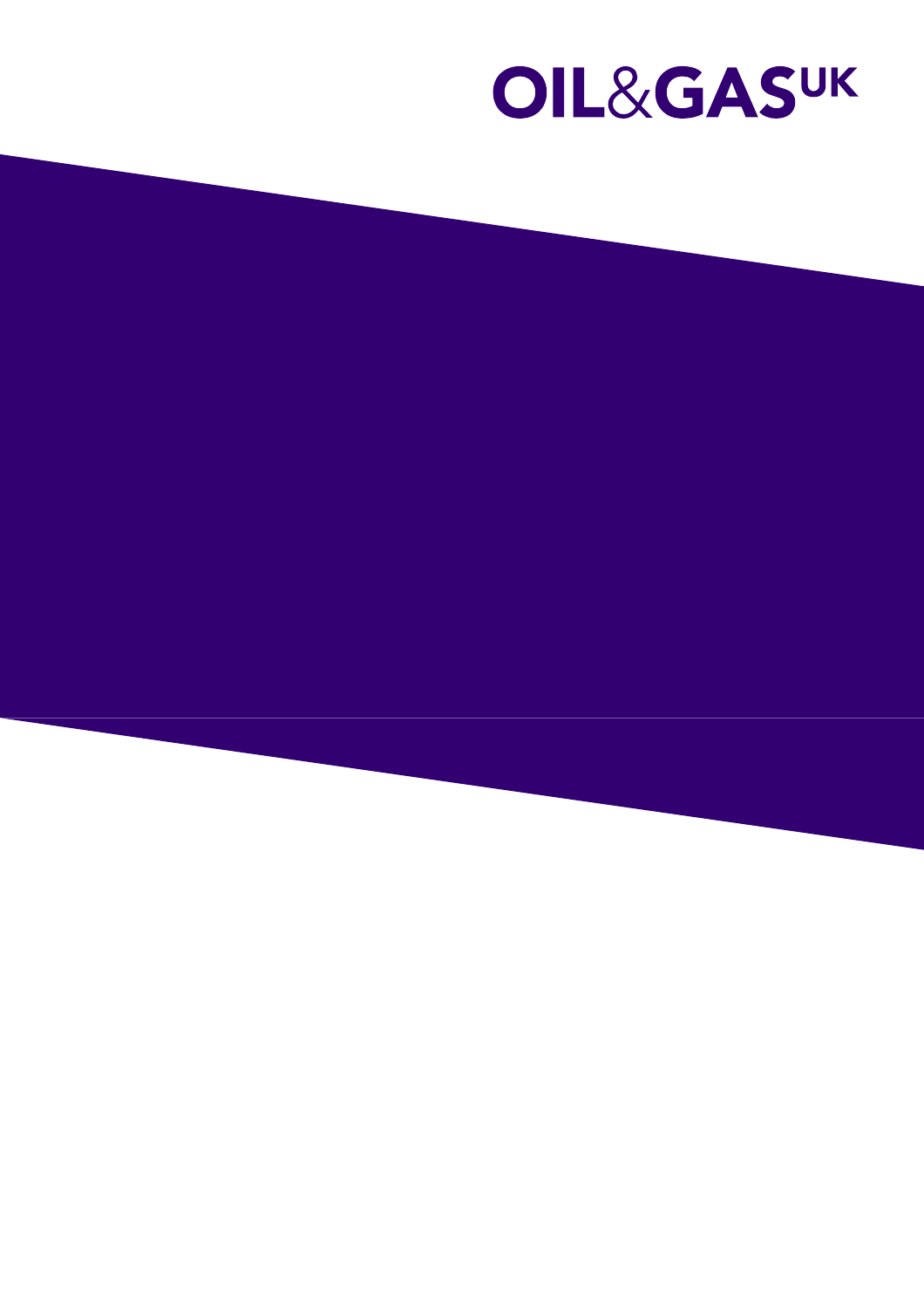OIL&GASUK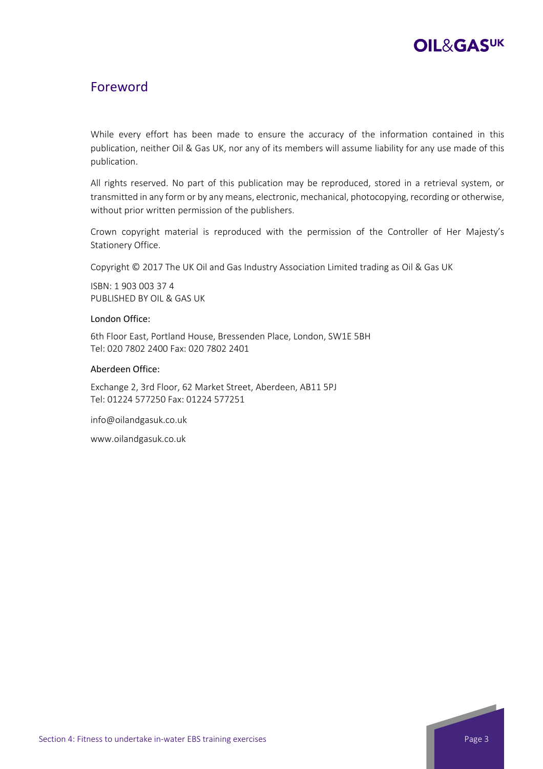## Foreword

While every effort has been made to ensure the accuracy of the information contained in this publication, neither Oil & Gas UK, nor any of its members will assume liability for any use made of this publication.

All rights reserved. No part of this publication may be reproduced, stored in a retrieval system, or transmitted in any form or by any means, electronic, mechanical, photocopying, recording or otherwise, without prior written permission of the publishers.

Crown copyright material is reproduced with the permission of the Controller of Her Majesty's Stationery Office.

Copyright © 2017 The UK Oil and Gas Industry Association Limited trading as Oil & Gas UK

ISBN: 1 903 003 37 4
PUBLISHED BY OIL & GAS UK

London Office:

6th Floor East, Portland House, Bressenden Place, London, SW1E 5BH
Tel: 020 7802 2400 Fax: 020 7802 2401

Aberdeen Office:

Exchange 2, 3rd Floor, 62 Market Street, Aberdeen, AB11 5PJ
Tel: 01224 577250 Fax: 01224 577251

info@oilandgasuk.co.uk

www.oilandgasuk.co.uk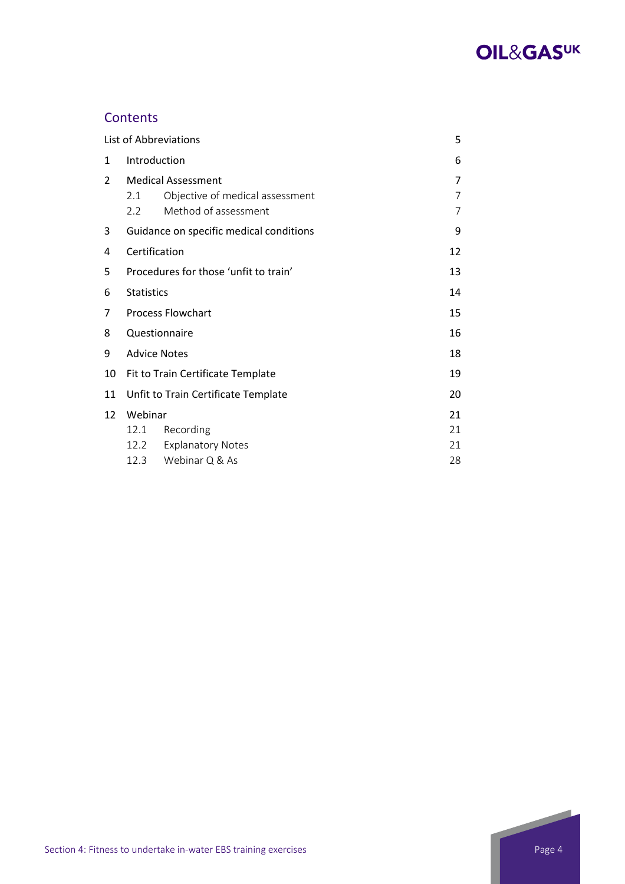## Contents

| | | Page |
|---|---|---|
| List of Abbreviations | | 5 |
| 1 | Introduction | 6 |
| 2 | Medical Assessment | 7 |
| | 2.1 Objective of medical assessment | 7 |
| | 2.2 Method of assessment | 7 |
| 3 | Guidance on specific medical conditions | 9 |
| 4 | Certification | 12 |
| 5 | Procedures for those 'unfit to train' | 13 |
| 6 | Statistics | 14 |
| 7 | Process Flowchart | 15 |
| 8 | Questionnaire | 16 |
| 9 | Advice Notes | 18 |
| 10 | Fit to Train Certificate Template | 19 |
| 11 | Unfit to Train Certificate Template | 20 |
| 12 | Webinar | 21 |
| | 12.1 Recording | 21 |
| | 12.2 Explanatory Notes | 21 |
| | 12.3 Webinar Q & As | 28 |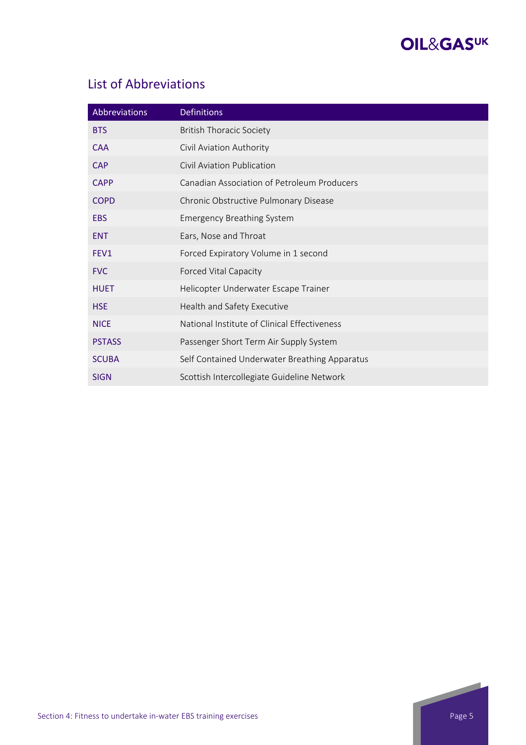## List of Abbreviations

| Abbreviations | Definitions |
|---|---|
| BTS | British Thoracic Society |
| CAA | Civil Aviation Authority |
| CAP | Civil Aviation Publication |
| CAPP | Canadian Association of Petroleum Producers |
| COPD | Chronic Obstructive Pulmonary Disease |
| EBS | Emergency Breathing System |
| ENT | Ears, Nose and Throat |
| FEV1 | Forced Expiratory Volume in 1 second |
| FVC | Forced Vital Capacity |
| HUET | Helicopter Underwater Escape Trainer |
| HSE | Health and Safety Executive |
| NICE | National Institute of Clinical Effectiveness |
| PSTASS | Passenger Short Term Air Supply System |
| SCUBA | Self Contained Underwater Breathing Apparatus |
| SIGN | Scottish Intercollegiate Guideline Network |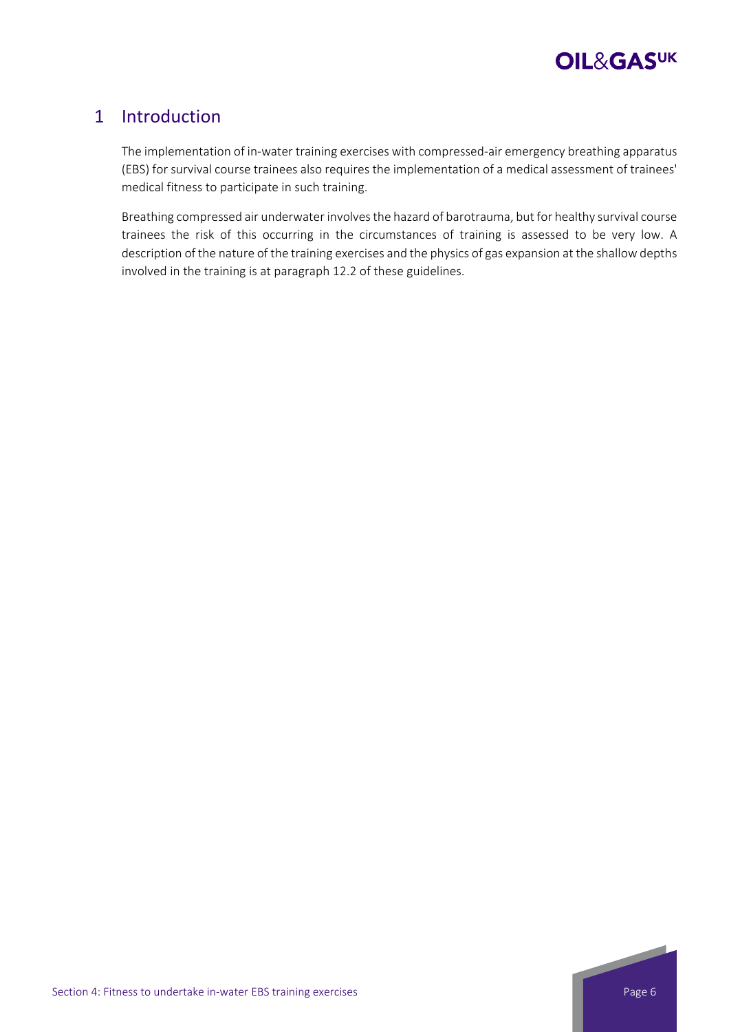# 1 Introduction

The implementation of in-water training exercises with compressed-air emergency breathing apparatus (EBS) for survival course trainees also requires the implementation of a medical assessment of trainees' medical fitness to participate in such training.

Breathing compressed air underwater involves the hazard of barotrauma, but for healthy survival course trainees the risk of this occurring in the circumstances of training is assessed to be very low. A description of the nature of the training exercises and the physics of gas expansion at the shallow depths involved in the training is at paragraph 12.2 of these guidelines.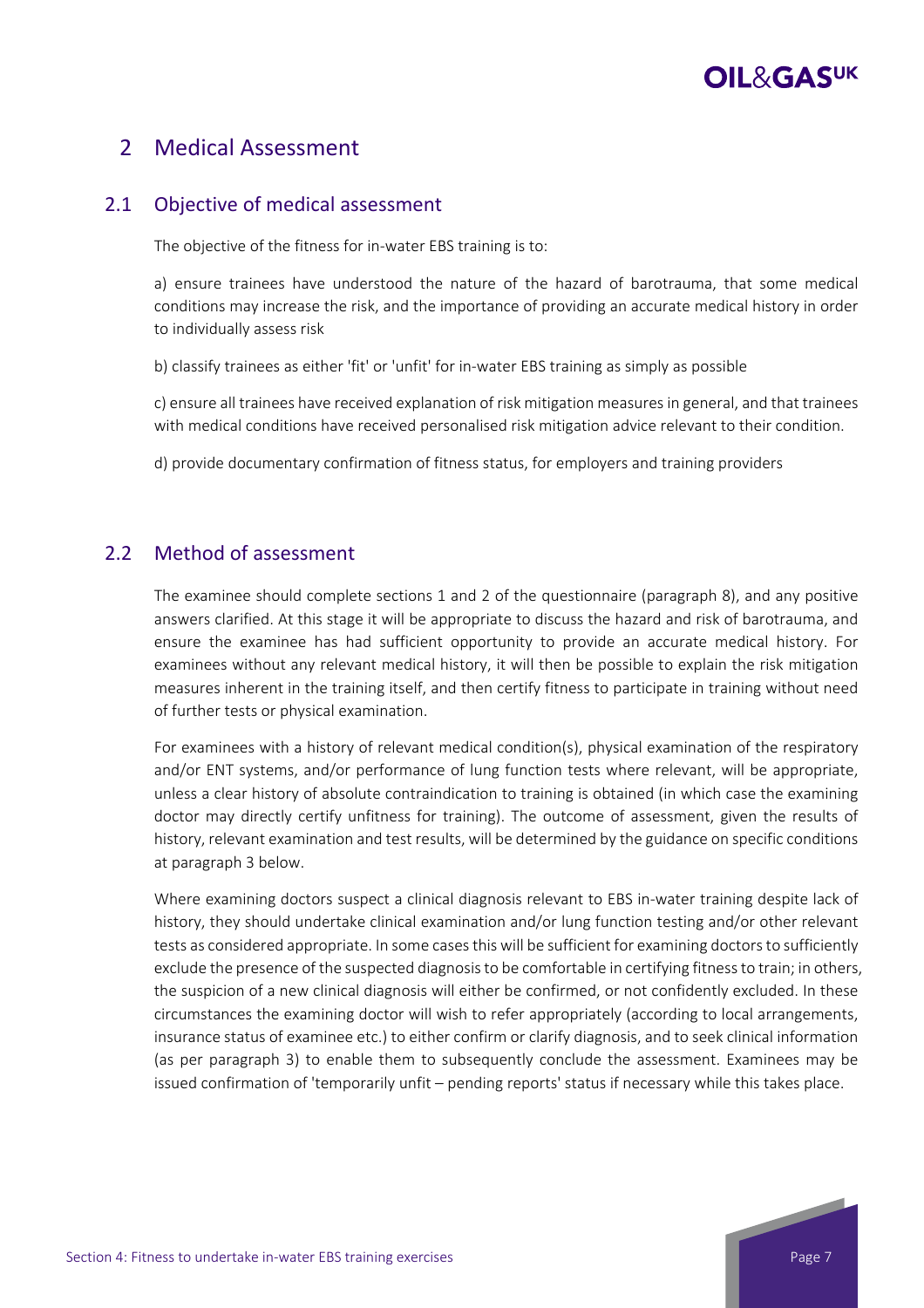# 2 Medical Assessment

## 2.1 Objective of medical assessment

The objective of the fitness for in-water EBS training is to:

a) ensure trainees have understood the nature of the hazard of barotrauma, that some medical conditions may increase the risk, and the importance of providing an accurate medical history in order to individually assess risk

b) classify trainees as either 'fit' or 'unfit' for in-water EBS training as simply as possible

c) ensure all trainees have received explanation of risk mitigation measures in general, and that trainees with medical conditions have received personalised risk mitigation advice relevant to their condition.

d) provide documentary confirmation of fitness status, for employers and training providers

## 2.2 Method of assessment

The examinee should complete sections 1 and 2 of the questionnaire (paragraph 8), and any positive answers clarified. At this stage it will be appropriate to discuss the hazard and risk of barotrauma, and ensure the examinee has had sufficient opportunity to provide an accurate medical history. For examinees without any relevant medical history, it will then be possible to explain the risk mitigation measures inherent in the training itself, and then certify fitness to participate in training without need of further tests or physical examination.

For examinees with a history of relevant medical condition(s), physical examination of the respiratory and/or ENT systems, and/or performance of lung function tests where relevant, will be appropriate, unless a clear history of absolute contraindication to training is obtained (in which case the examining doctor may directly certify unfitness for training). The outcome of assessment, given the results of history, relevant examination and test results, will be determined by the guidance on specific conditions at paragraph 3 below.

Where examining doctors suspect a clinical diagnosis relevant to EBS in-water training despite lack of history, they should undertake clinical examination and/or lung function testing and/or other relevant tests as considered appropriate. In some cases this will be sufficient for examining doctors to sufficiently exclude the presence of the suspected diagnosis to be comfortable in certifying fitness to train; in others, the suspicion of a new clinical diagnosis will either be confirmed, or not confidently excluded. In these circumstances the examining doctor will wish to refer appropriately (according to local arrangements, insurance status of examinee etc.) to either confirm or clarify diagnosis, and to seek clinical information (as per paragraph 3) to enable them to subsequently conclude the assessment. Examinees may be issued confirmation of 'temporarily unfit – pending reports' status if necessary while this takes place.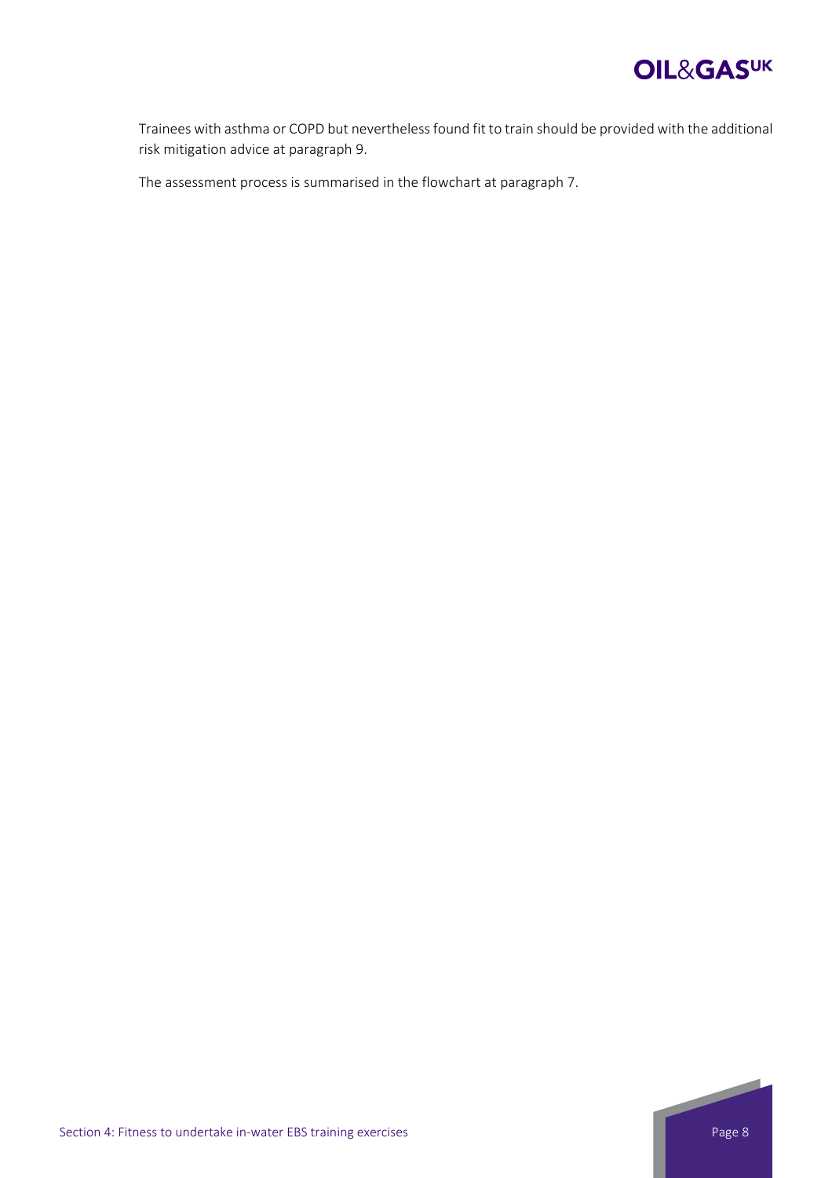Trainees with asthma or COPD but nevertheless found fit to train should be provided with the additional risk mitigation advice at paragraph 9.

The assessment process is summarised in the flowchart at paragraph 7.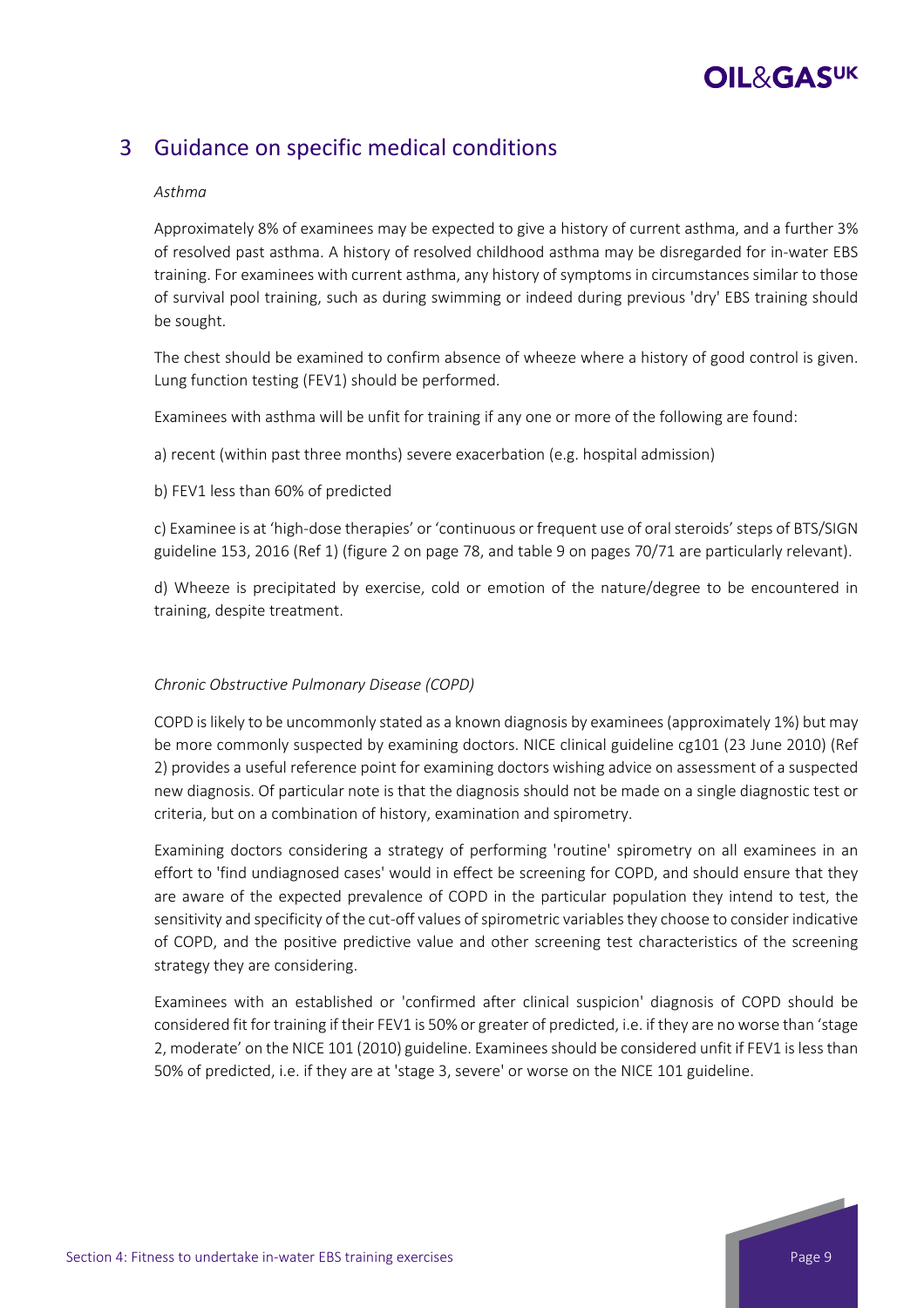## 3 Guidance on specific medical conditions

*Asthma*

Approximately 8% of examinees may be expected to give a history of current asthma, and a further 3% of resolved past asthma. A history of resolved childhood asthma may be disregarded for in-water EBS training. For examinees with current asthma, any history of symptoms in circumstances similar to those of survival pool training, such as during swimming or indeed during previous 'dry' EBS training should be sought.

The chest should be examined to confirm absence of wheeze where a history of good control is given. Lung function testing (FEV1) should be performed.

Examinees with asthma will be unfit for training if any one or more of the following are found:

a) recent (within past three months) severe exacerbation (e.g. hospital admission)

b) FEV1 less than 60% of predicted

c) Examinee is at 'high-dose therapies' or 'continuous or frequent use of oral steroids' steps of BTS/SIGN guideline 153, 2016 (Ref 1) (figure 2 on page 78, and table 9 on pages 70/71 are particularly relevant).

d) Wheeze is precipitated by exercise, cold or emotion of the nature/degree to be encountered in training, despite treatment.

*Chronic Obstructive Pulmonary Disease (COPD)*

COPD is likely to be uncommonly stated as a known diagnosis by examinees (approximately 1%) but may be more commonly suspected by examining doctors. NICE clinical guideline cg101 (23 June 2010) (Ref 2) provides a useful reference point for examining doctors wishing advice on assessment of a suspected new diagnosis. Of particular note is that the diagnosis should not be made on a single diagnostic test or criteria, but on a combination of history, examination and spirometry.

Examining doctors considering a strategy of performing 'routine' spirometry on all examinees in an effort to 'find undiagnosed cases' would in effect be screening for COPD, and should ensure that they are aware of the expected prevalence of COPD in the particular population they intend to test, the sensitivity and specificity of the cut-off values of spirometric variables they choose to consider indicative of COPD, and the positive predictive value and other screening test characteristics of the screening strategy they are considering.

Examinees with an established or 'confirmed after clinical suspicion' diagnosis of COPD should be considered fit for training if their FEV1 is 50% or greater of predicted, i.e. if they are no worse than 'stage 2, moderate' on the NICE 101 (2010) guideline. Examinees should be considered unfit if FEV1 is less than 50% of predicted, i.e. if they are at 'stage 3, severe' or worse on the NICE 101 guideline.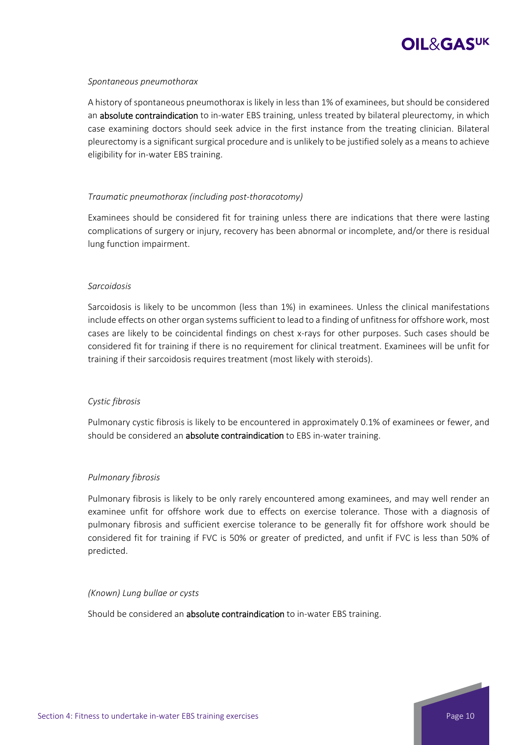*Spontaneous pneumothorax*

A history of spontaneous pneumothorax is likely in less than 1% of examinees, but should be considered an **absolute contraindication** to in-water EBS training, unless treated by bilateral pleurectomy, in which case examining doctors should seek advice in the first instance from the treating clinician. Bilateral pleurectomy is a significant surgical procedure and is unlikely to be justified solely as a means to achieve eligibility for in-water EBS training.

*Traumatic pneumothorax (including post-thoracotomy)*

Examinees should be considered fit for training unless there are indications that there were lasting complications of surgery or injury, recovery has been abnormal or incomplete, and/or there is residual lung function impairment.

*Sarcoidosis*

Sarcoidosis is likely to be uncommon (less than 1%) in examinees. Unless the clinical manifestations include effects on other organ systems sufficient to lead to a finding of unfitness for offshore work, most cases are likely to be coincidental findings on chest x-rays for other purposes. Such cases should be considered fit for training if there is no requirement for clinical treatment. Examinees will be unfit for training if their sarcoidosis requires treatment (most likely with steroids).

*Cystic fibrosis*

Pulmonary cystic fibrosis is likely to be encountered in approximately 0.1% of examinees or fewer, and should be considered an **absolute contraindication** to EBS in-water training.

*Pulmonary fibrosis*

Pulmonary fibrosis is likely to be only rarely encountered among examinees, and may well render an examinee unfit for offshore work due to effects on exercise tolerance. Those with a diagnosis of pulmonary fibrosis and sufficient exercise tolerance to be generally fit for offshore work should be considered fit for training if FVC is 50% or greater of predicted, and unfit if FVC is less than 50% of predicted.

*(Known) Lung bullae or cysts*

Should be considered an **absolute contraindication** to in-water EBS training.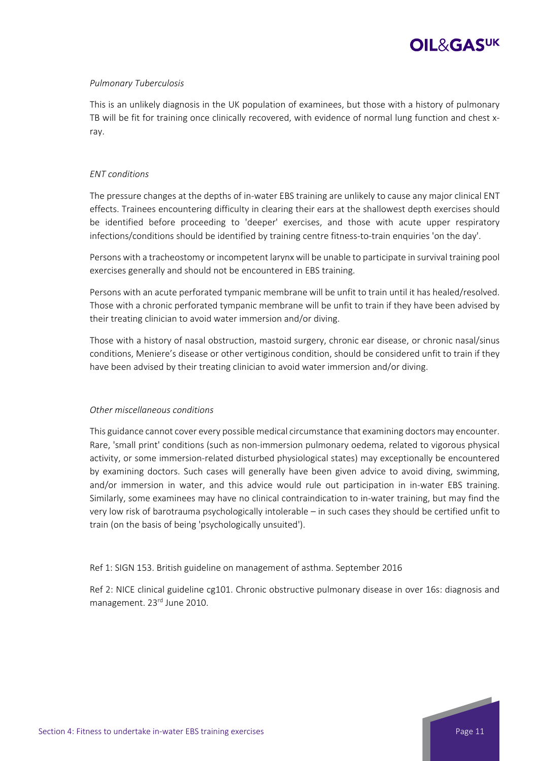*Pulmonary Tuberculosis*

This is an unlikely diagnosis in the UK population of examinees, but those with a history of pulmonary TB will be fit for training once clinically recovered, with evidence of normal lung function and chest x-ray.

*ENT conditions*

The pressure changes at the depths of in-water EBS training are unlikely to cause any major clinical ENT effects. Trainees encountering difficulty in clearing their ears at the shallowest depth exercises should be identified before proceeding to 'deeper' exercises, and those with acute upper respiratory infections/conditions should be identified by training centre fitness-to-train enquiries 'on the day'.

Persons with a tracheostomy or incompetent larynx will be unable to participate in survival training pool exercises generally and should not be encountered in EBS training.

Persons with an acute perforated tympanic membrane will be unfit to train until it has healed/resolved. Those with a chronic perforated tympanic membrane will be unfit to train if they have been advised by their treating clinician to avoid water immersion and/or diving.

Those with a history of nasal obstruction, mastoid surgery, chronic ear disease, or chronic nasal/sinus conditions, Meniere's disease or other vertiginous condition, should be considered unfit to train if they have been advised by their treating clinician to avoid water immersion and/or diving.

*Other miscellaneous conditions*

This guidance cannot cover every possible medical circumstance that examining doctors may encounter. Rare, 'small print' conditions (such as non-immersion pulmonary oedema, related to vigorous physical activity, or some immersion-related disturbed physiological states) may exceptionally be encountered by examining doctors. Such cases will generally have been given advice to avoid diving, swimming, and/or immersion in water, and this advice would rule out participation in in-water EBS training. Similarly, some examinees may have no clinical contraindication to in-water training, but may find the very low risk of barotrauma psychologically intolerable – in such cases they should be certified unfit to train (on the basis of being 'psychologically unsuited').

Ref 1: SIGN 153. British guideline on management of asthma. September 2016

Ref 2: NICE clinical guideline cg101. Chronic obstructive pulmonary disease in over 16s: diagnosis and management. 23rd June 2010.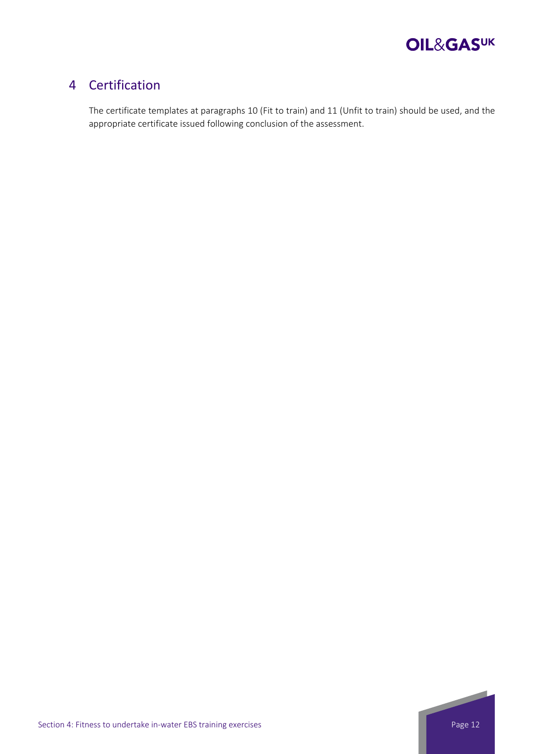## 4 Certification

The certificate templates at paragraphs 10 (Fit to train) and 11 (Unfit to train) should be used, and the appropriate certificate issued following conclusion of the assessment.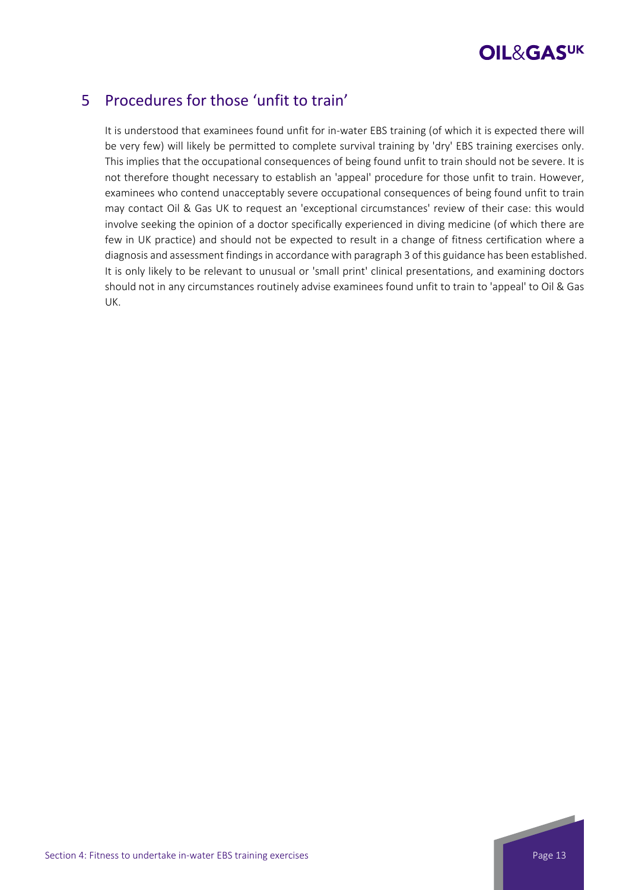## 5 Procedures for those 'unfit to train'

It is understood that examinees found unfit for in-water EBS training (of which it is expected there will be very few) will likely be permitted to complete survival training by 'dry' EBS training exercises only. This implies that the occupational consequences of being found unfit to train should not be severe. It is not therefore thought necessary to establish an 'appeal' procedure for those unfit to train. However, examinees who contend unacceptably severe occupational consequences of being found unfit to train may contact Oil & Gas UK to request an 'exceptional circumstances' review of their case: this would involve seeking the opinion of a doctor specifically experienced in diving medicine (of which there are few in UK practice) and should not be expected to result in a change of fitness certification where a diagnosis and assessment findings in accordance with paragraph 3 of this guidance has been established. It is only likely to be relevant to unusual or 'small print' clinical presentations, and examining doctors should not in any circumstances routinely advise examinees found unfit to train to 'appeal' to Oil & Gas UK.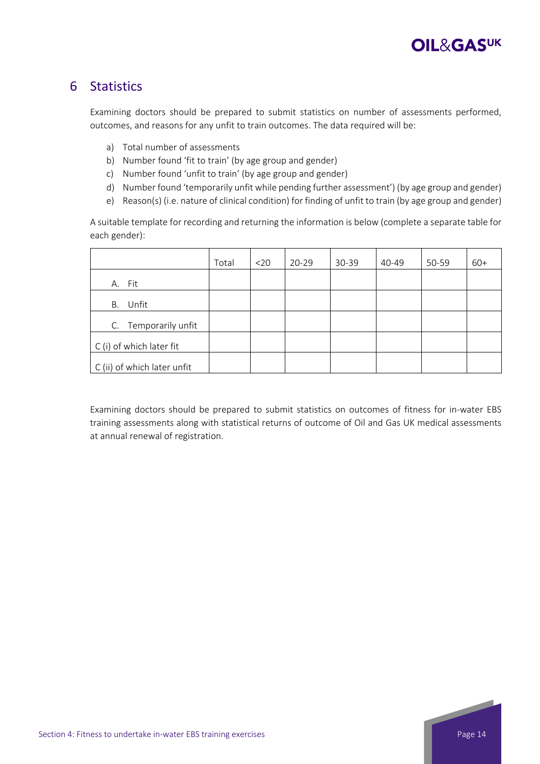## 6 Statistics

Examining doctors should be prepared to submit statistics on number of assessments performed, outcomes, and reasons for any unfit to train outcomes. The data required will be:

a) Total number of assessments
b) Number found 'fit to train' (by age group and gender)
c) Number found 'unfit to train' (by age group and gender)
d) Number found 'temporarily unfit while pending further assessment') (by age group and gender)
e) Reason(s) (i.e. nature of clinical condition) for finding of unfit to train (by age group and gender)

A suitable template for recording and returning the information is below (complete a separate table for each gender):

| | Total | <20 | 20-29 | 30-39 | 40-49 | 50-59 | 60+ |
|---|---|---|---|---|---|---|---|
| A. Fit | | | | | | | |
| B. Unfit | | | | | | | |
| C. Temporarily unfit | | | | | | | |
| C (i) of which later fit | | | | | | | |
| C (ii) of which later unfit | | | | | | | |

Examining doctors should be prepared to submit statistics on outcomes of fitness for in-water EBS training assessments along with statistical returns of outcome of Oil and Gas UK medical assessments at annual renewal of registration.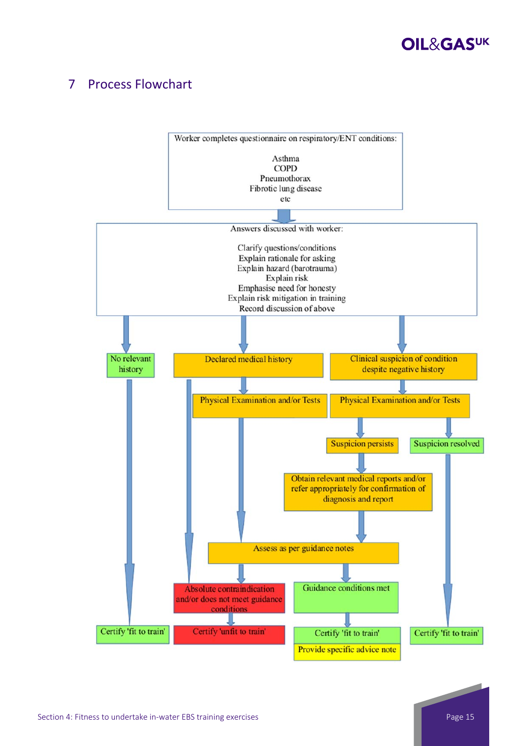## 7 Process Flowchart

Worker completes questionnaire on respiratory/ENT conditions:

- Asthma
- COPD
- Pneumothorax
- Fibrotic lung disease
- etc

↓

Answers discussed with worker:

- Clarify questions/conditions
- Explain rationale for asking
- Explain hazard (barotrauma)
- Explain risk
- Emphasise need for honesty
- Explain risk mitigation in training
- Record discussion of above

↓

**No relevant history** → Certify 'fit to train'

**Declared medical history** → Physical Examination and/or Tests → Assess as per guidance notes

**Declared medical history** → Absolute contraindication and/or does not meet guidance conditions

**Clinical suspicion of condition despite negative history** → Physical Examination and/or Tests

- Suspicion persists → Obtain relevant medical reports and/or refer appropriately for confirmation of diagnosis and report → Assess as per guidance notes
- Suspicion resolved → Certify 'fit to train'

**Assess as per guidance notes**

- Absolute contraindication and/or does not meet guidance conditions → Certify 'unfit to train'
- Guidance conditions met → Certify 'fit to train' / Provide specific advice note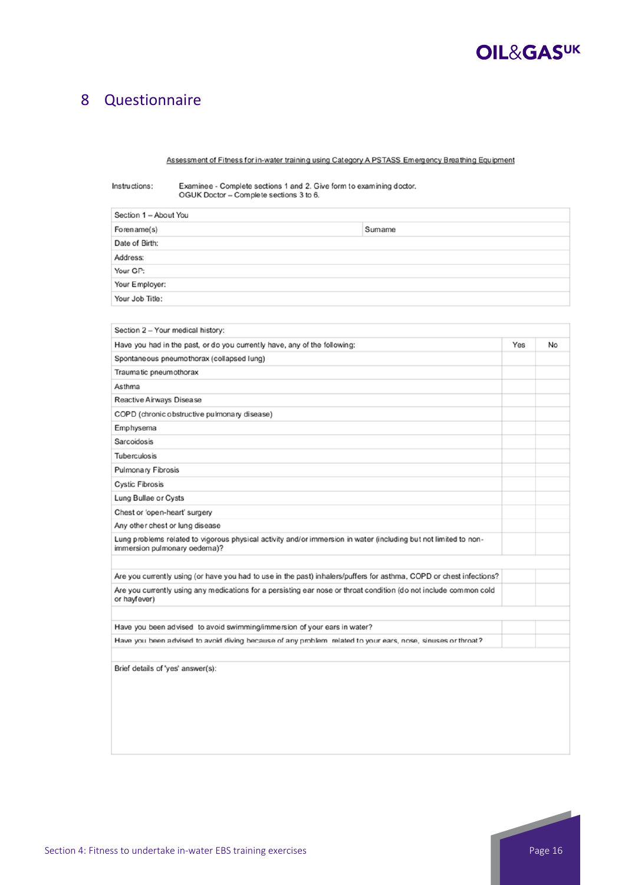## 8 Questionnaire

Assessment of Fitness for in-water training using Category A PSTASS Emergency Breathing Equipment

Instructions: Examinee - Complete sections 1 and 2. Give form to examining doctor.
OGUK Doctor – Complete sections 3 to 6.

| Section 1 – About You | |
|---|---|
| Forename(s) | Surname |
| Date of Birth: | |
| Address: | |
| Your GP: | |
| Your Employer: | |
| Your Job Title: | |

| Section 2 – Your medical history: | | |
|---|---|---|
| Have you had in the past, or do you currently have, any of the following: | Yes | No |
| Spontaneous pneumothorax (collapsed lung) | | |
| Traumatic pneumothorax | | |
| Asthma | | |
| Reactive Airways Disease | | |
| COPD (chronic obstructive pulmonary disease) | | |
| Emphysema | | |
| Sarcoidosis | | |
| Tuberculosis | | |
| Pulmonary Fibrosis | | |
| Cystic Fibrosis | | |
| Lung Bullae or Cysts | | |
| Chest or 'open-heart' surgery | | |
| Any other chest or lung disease | | |
| Lung problems related to vigorous physical activity and/or immersion in water (including but not limited to non-immersion pulmonary oedema)? | | |
| | | |
| Are you currently using (or have you had to use in the past) inhalers/puffers for asthma, COPD or chest infections? | | |
| Are you currently using any medications for a persisting ear nose or throat condition (do not include common cold or hayfever) | | |
| | | |
| Have you been advised to avoid swimming/immersion of your ears in water? | | |
| Have you been advised to avoid diving because of any problem related to your ears, nose, sinuses or throat? | | |
| | | |
| Brief details of 'yes' answer(s): | | |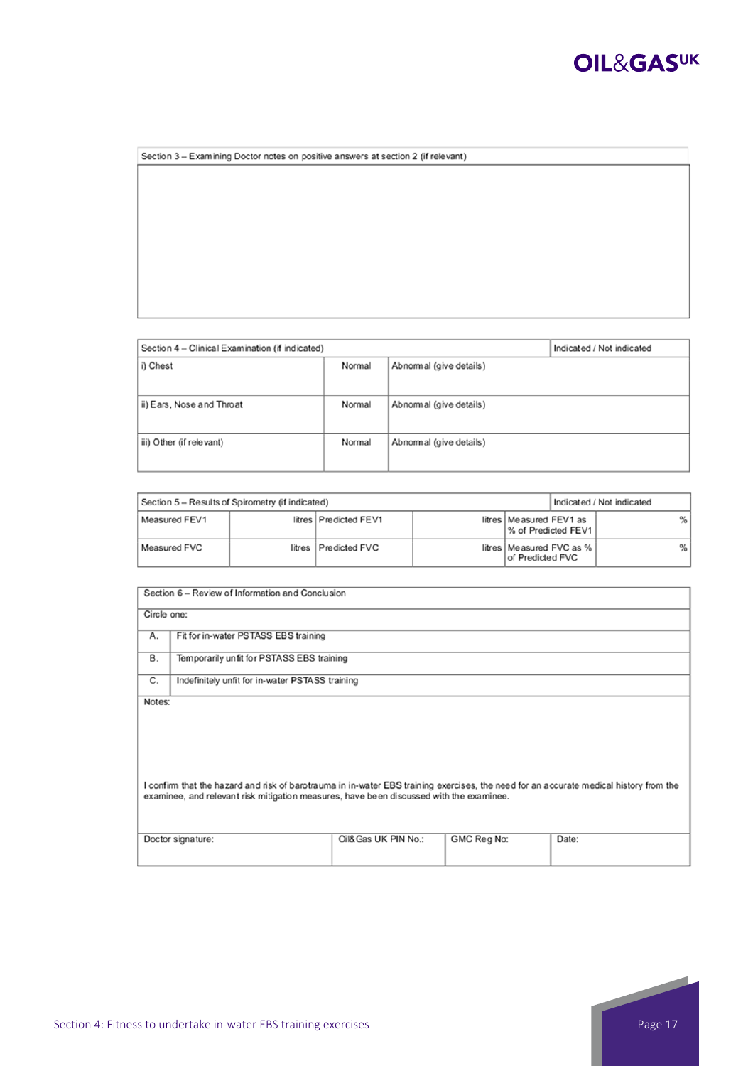| Section 3 – Examining Doctor notes on positive answers at section 2 (if relevant) |
|---|
| |

| Section 4 – Clinical Examination (if indicated) | | Indicated / Not indicated |
|---|---|---|
| i) Chest | Normal | Abnormal (give details) |
| ii) Ears, Nose and Throat | Normal | Abnormal (give details) |
| iii) Other (if relevant) | Normal | Abnormal (give details) |

| Section 5 – Results of Spirometry (if indicated) | | | | | Indicated / Not indicated |
|---|---|---|---|---|---|
| Measured FEV1 | litres | Predicted FEV1 | litres | Measured FEV1 as % of Predicted FEV1 | % |
| Measured FVC | litres | Predicted FVC | litres | Measured FVC as % of Predicted FVC | % |

| Section 6 – Review of Information and Conclusion | | | |
|---|---|---|---|
| Circle one: | | | |
| A. | Fit for in-water PSTASS EBS training | | |
| B. | Temporarily unfit for PSTASS EBS training | | |
| C. | Indefinitely unfit for in-water PSTASS training | | |
| Notes: | | | |
| I confirm that the hazard and risk of barotrauma in in-water EBS training exercises, the need for an accurate medical history from the examinee, and relevant risk mitigation measures, have been discussed with the examinee. | | | |
| Doctor signature: | Oil&Gas UK PIN No.: | GMC Reg No: | Date: |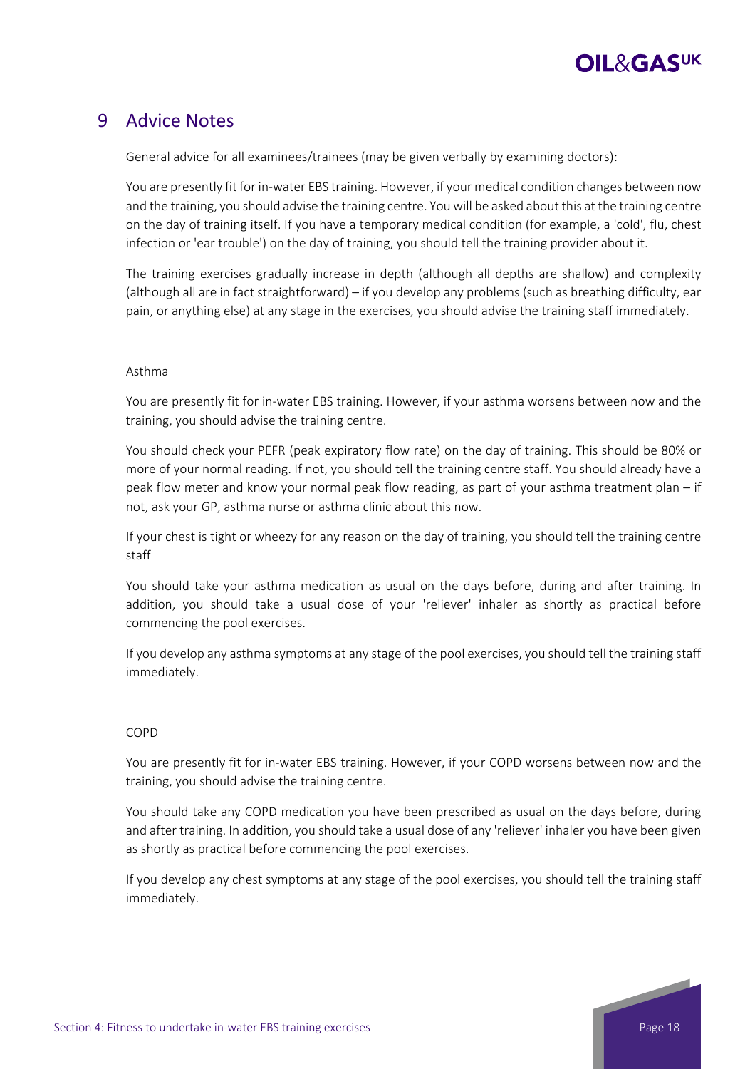# 9 Advice Notes

General advice for all examinees/trainees (may be given verbally by examining doctors):

You are presently fit for in-water EBS training. However, if your medical condition changes between now and the training, you should advise the training centre. You will be asked about this at the training centre on the day of training itself. If you have a temporary medical condition (for example, a 'cold', flu, chest infection or 'ear trouble') on the day of training, you should tell the training provider about it.

The training exercises gradually increase in depth (although all depths are shallow) and complexity (although all are in fact straightforward) – if you develop any problems (such as breathing difficulty, ear pain, or anything else) at any stage in the exercises, you should advise the training staff immediately.

Asthma

You are presently fit for in-water EBS training. However, if your asthma worsens between now and the training, you should advise the training centre.

You should check your PEFR (peak expiratory flow rate) on the day of training. This should be 80% or more of your normal reading. If not, you should tell the training centre staff. You should already have a peak flow meter and know your normal peak flow reading, as part of your asthma treatment plan – if not, ask your GP, asthma nurse or asthma clinic about this now.

If your chest is tight or wheezy for any reason on the day of training, you should tell the training centre staff

You should take your asthma medication as usual on the days before, during and after training. In addition, you should take a usual dose of your 'reliever' inhaler as shortly as practical before commencing the pool exercises.

If you develop any asthma symptoms at any stage of the pool exercises, you should tell the training staff immediately.

COPD

You are presently fit for in-water EBS training. However, if your COPD worsens between now and the training, you should advise the training centre.

You should take any COPD medication you have been prescribed as usual on the days before, during and after training. In addition, you should take a usual dose of any 'reliever' inhaler you have been given as shortly as practical before commencing the pool exercises.

If you develop any chest symptoms at any stage of the pool exercises, you should tell the training staff immediately.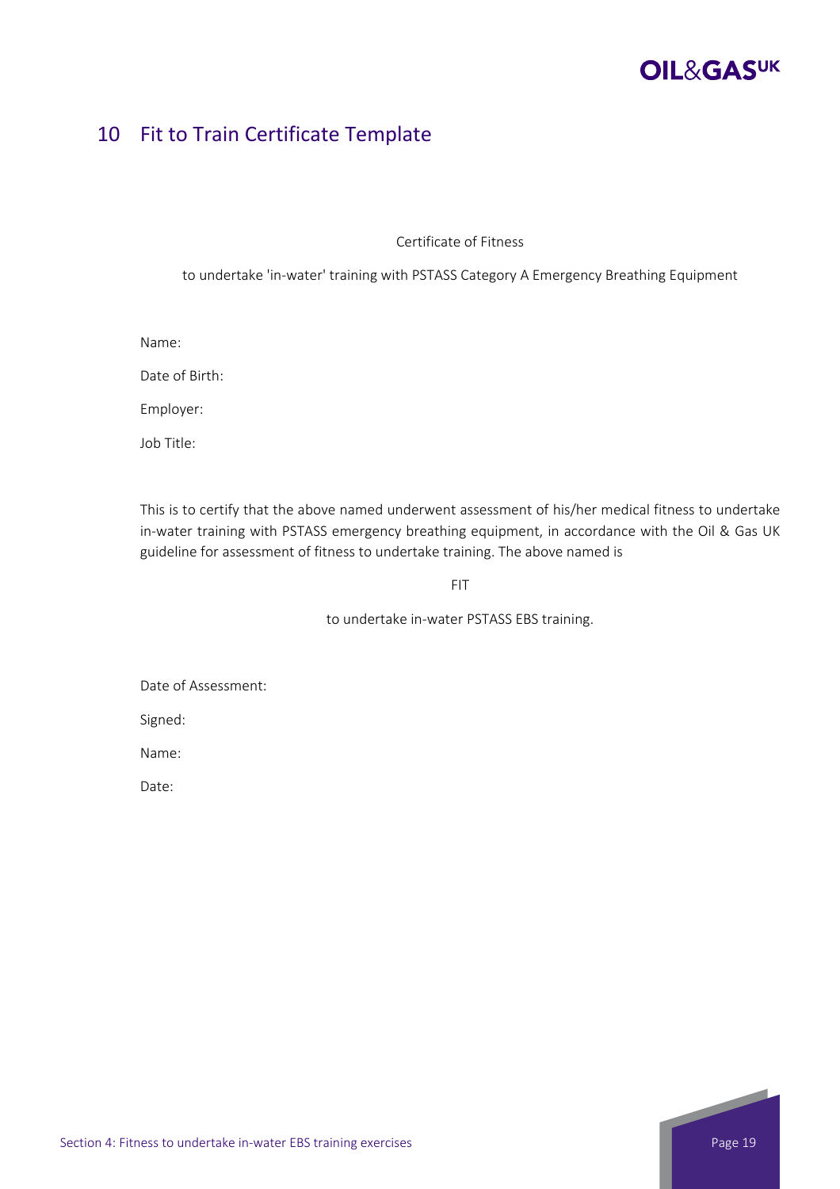# 10 Fit to Train Certificate Template

Certificate of Fitness

to undertake 'in-water' training with PSTASS Category A Emergency Breathing Equipment

Name:

Date of Birth:

Employer:

Job Title:

This is to certify that the above named underwent assessment of his/her medical fitness to undertake in-water training with PSTASS emergency breathing equipment, in accordance with the Oil & Gas UK guideline for assessment of fitness to undertake training. The above named is

FIT

to undertake in-water PSTASS EBS training.

Date of Assessment:

Signed:

Name:

Date: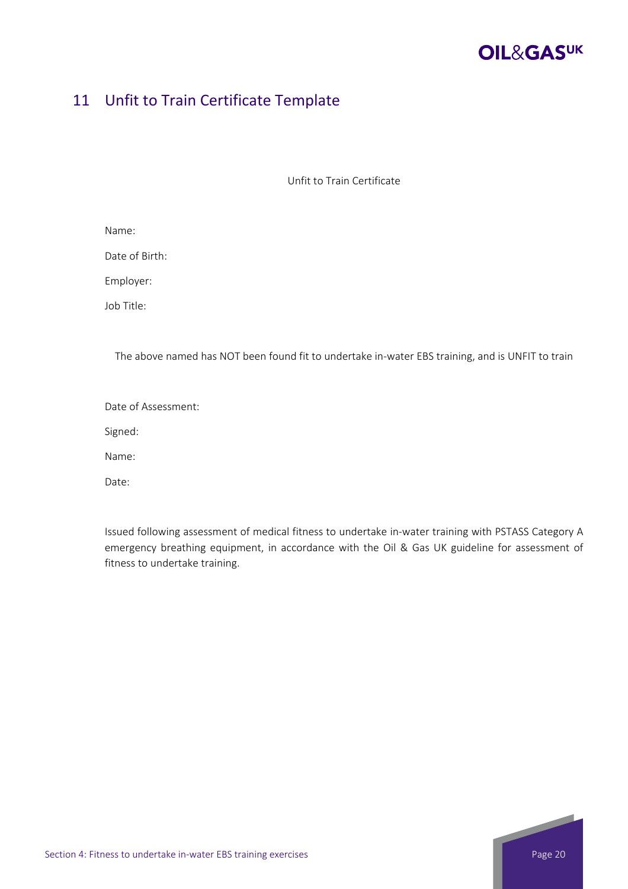## 11 Unfit to Train Certificate Template

Unfit to Train Certificate

Name:

Date of Birth:

Employer:

Job Title:

The above named has NOT been found fit to undertake in-water EBS training, and is UNFIT to train

Date of Assessment:

Signed:

Name:

Date:

Issued following assessment of medical fitness to undertake in-water training with PSTASS Category A emergency breathing equipment, in accordance with the Oil & Gas UK guideline for assessment of fitness to undertake training.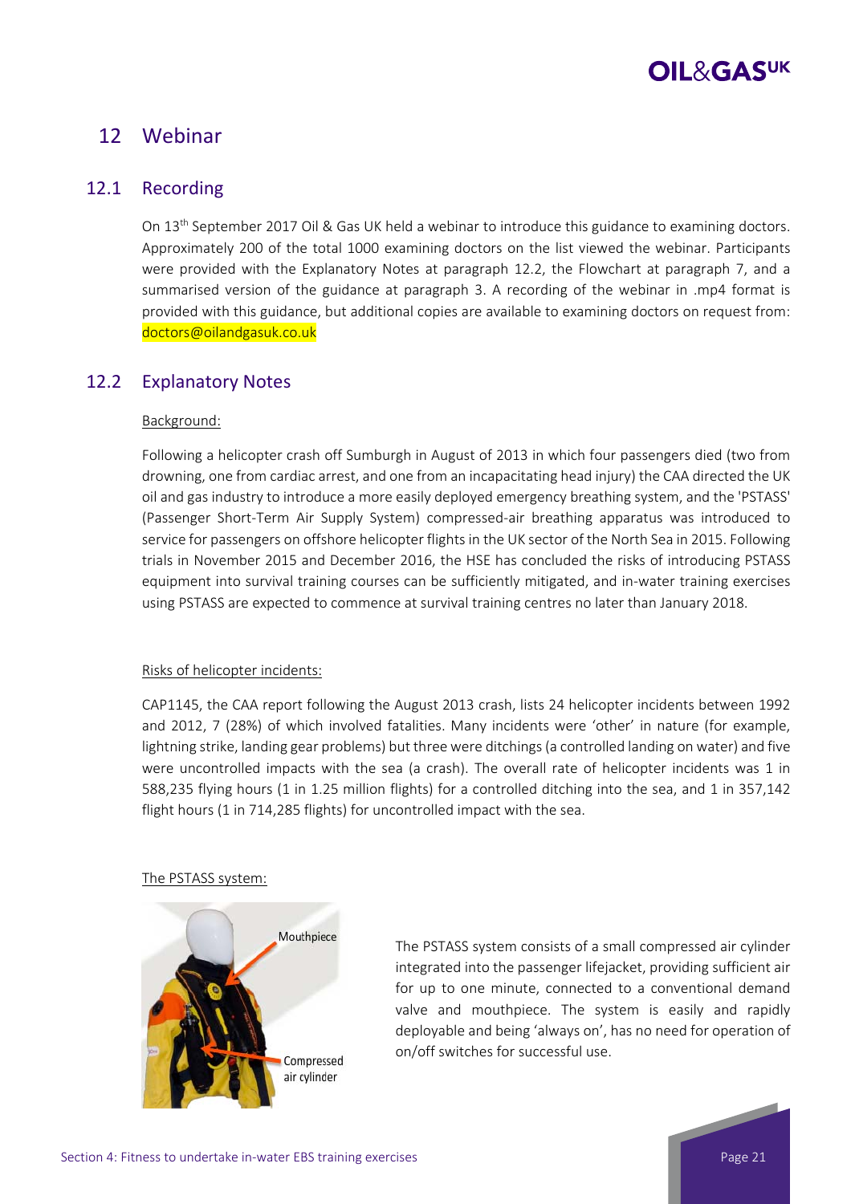# 12 Webinar

## 12.1 Recording

On 13th September 2017 Oil & Gas UK held a webinar to introduce this guidance to examining doctors. Approximately 200 of the total 1000 examining doctors on the list viewed the webinar. Participants were provided with the Explanatory Notes at paragraph 12.2, the Flowchart at paragraph 7, and a summarised version of the guidance at paragraph 3. A recording of the webinar in .mp4 format is provided with this guidance, but additional copies are available to examining doctors on request from: doctors@oilandgasuk.co.uk

## 12.2 Explanatory Notes

Background:

Following a helicopter crash off Sumburgh in August of 2013 in which four passengers died (two from drowning, one from cardiac arrest, and one from an incapacitating head injury) the CAA directed the UK oil and gas industry to introduce a more easily deployed emergency breathing system, and the 'PSTASS' (Passenger Short-Term Air Supply System) compressed-air breathing apparatus was introduced to service for passengers on offshore helicopter flights in the UK sector of the North Sea in 2015. Following trials in November 2015 and December 2016, the HSE has concluded the risks of introducing PSTASS equipment into survival training courses can be sufficiently mitigated, and in-water training exercises using PSTASS are expected to commence at survival training centres no later than January 2018.

Risks of helicopter incidents:

CAP1145, the CAA report following the August 2013 crash, lists 24 helicopter incidents between 1992 and 2012, 7 (28%) of which involved fatalities. Many incidents were 'other' in nature (for example, lightning strike, landing gear problems) but three were ditchings (a controlled landing on water) and five were uncontrolled impacts with the sea (a crash). The overall rate of helicopter incidents was 1 in 588,235 flying hours (1 in 1.25 million flights) for a controlled ditching into the sea, and 1 in 357,142 flight hours (1 in 714,285 flights) for uncontrolled impact with the sea.

The PSTASS system:

Mouthpiece

Compressed air cylinder

The PSTASS system consists of a small compressed air cylinder integrated into the passenger lifejacket, providing sufficient air for up to one minute, connected to a conventional demand valve and mouthpiece. The system is easily and rapidly deployable and being 'always on', has no need for operation of on/off switches for successful use.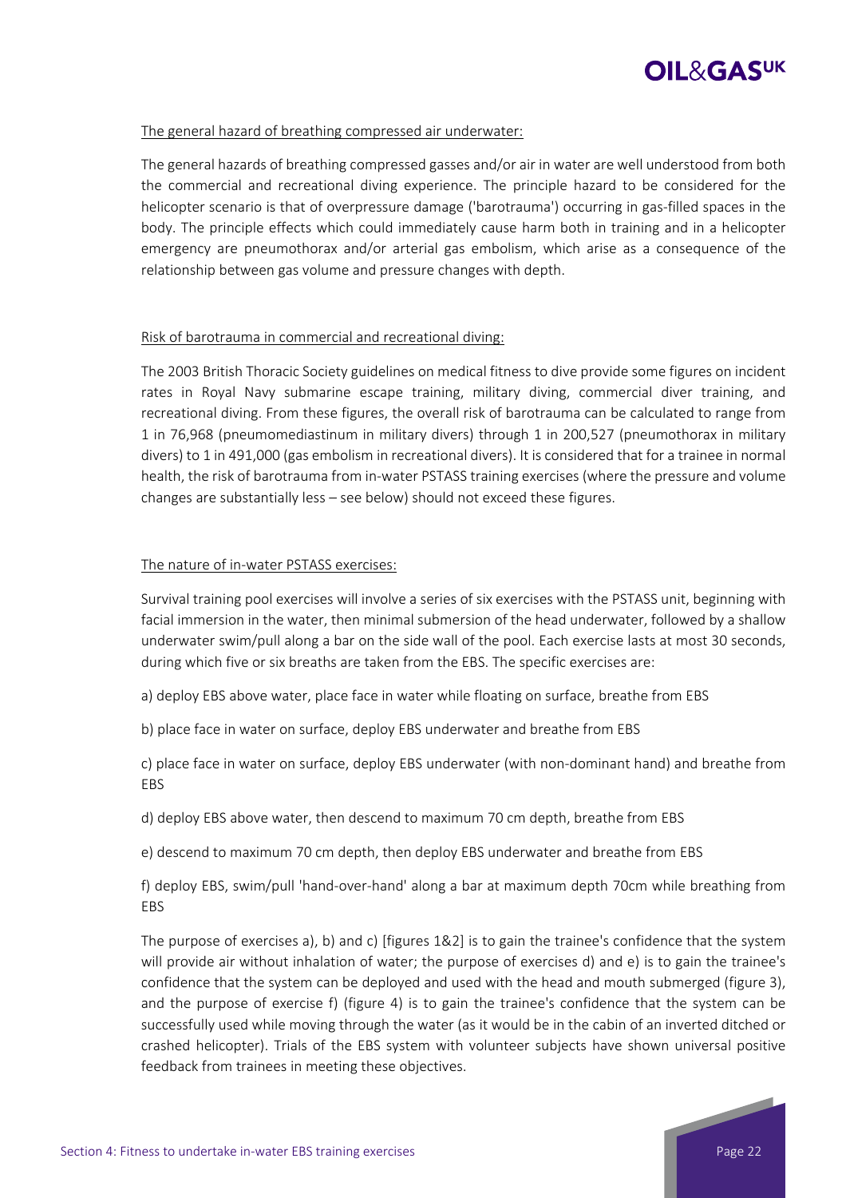### The general hazard of breathing compressed air underwater:

The general hazards of breathing compressed gasses and/or air in water are well understood from both the commercial and recreational diving experience. The principle hazard to be considered for the helicopter scenario is that of overpressure damage ('barotrauma') occurring in gas-filled spaces in the body. The principle effects which could immediately cause harm both in training and in a helicopter emergency are pneumothorax and/or arterial gas embolism, which arise as a consequence of the relationship between gas volume and pressure changes with depth.

### Risk of barotrauma in commercial and recreational diving:

The 2003 British Thoracic Society guidelines on medical fitness to dive provide some figures on incident rates in Royal Navy submarine escape training, military diving, commercial diver training, and recreational diving. From these figures, the overall risk of barotrauma can be calculated to range from 1 in 76,968 (pneumomediastinum in military divers) through 1 in 200,527 (pneumothorax in military divers) to 1 in 491,000 (gas embolism in recreational divers). It is considered that for a trainee in normal health, the risk of barotrauma from in-water PSTASS training exercises (where the pressure and volume changes are substantially less – see below) should not exceed these figures.

### The nature of in-water PSTASS exercises:

Survival training pool exercises will involve a series of six exercises with the PSTASS unit, beginning with facial immersion in the water, then minimal submersion of the head underwater, followed by a shallow underwater swim/pull along a bar on the side wall of the pool. Each exercise lasts at most 30 seconds, during which five or six breaths are taken from the EBS. The specific exercises are:

a) deploy EBS above water, place face in water while floating on surface, breathe from EBS

b) place face in water on surface, deploy EBS underwater and breathe from EBS

c) place face in water on surface, deploy EBS underwater (with non-dominant hand) and breathe from EBS

d) deploy EBS above water, then descend to maximum 70 cm depth, breathe from EBS

e) descend to maximum 70 cm depth, then deploy EBS underwater and breathe from EBS

f) deploy EBS, swim/pull 'hand-over-hand' along a bar at maximum depth 70cm while breathing from EBS

The purpose of exercises a), b) and c) [figures 1&2] is to gain the trainee's confidence that the system will provide air without inhalation of water; the purpose of exercises d) and e) is to gain the trainee's confidence that the system can be deployed and used with the head and mouth submerged (figure 3), and the purpose of exercise f) (figure 4) is to gain the trainee's confidence that the system can be successfully used while moving through the water (as it would be in the cabin of an inverted ditched or crashed helicopter). Trials of the EBS system with volunteer subjects have shown universal positive feedback from trainees in meeting these objectives.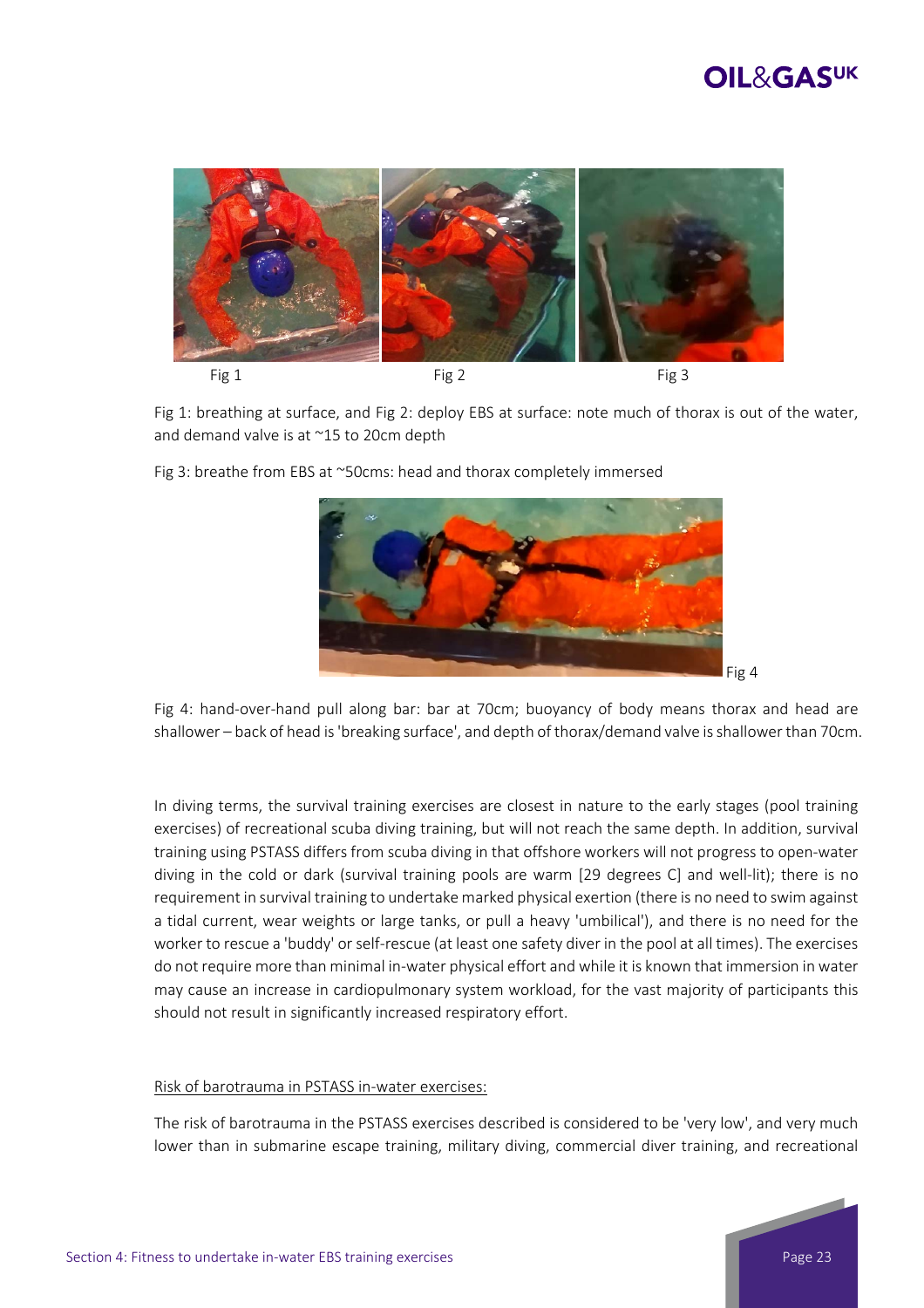Fig 1 Fig 2 Fig 3

Fig 1: breathing at surface, and Fig 2: deploy EBS at surface: note much of thorax is out of the water, and demand valve is at ~15 to 20cm depth

Fig 3: breathe from EBS at ~50cms: head and thorax completely immersed

Fig 4

Fig 4: hand-over-hand pull along bar: bar at 70cm; buoyancy of body means thorax and head are shallower – back of head is 'breaking surface', and depth of thorax/demand valve is shallower than 70cm.

In diving terms, the survival training exercises are closest in nature to the early stages (pool training exercises) of recreational scuba diving training, but will not reach the same depth. In addition, survival training using PSTASS differs from scuba diving in that offshore workers will not progress to open-water diving in the cold or dark (survival training pools are warm [29 degrees C] and well-lit); there is no requirement in survival training to undertake marked physical exertion (there is no need to swim against a tidal current, wear weights or large tanks, or pull a heavy 'umbilical'), and there is no need for the worker to rescue a 'buddy' or self-rescue (at least one safety diver in the pool at all times). The exercises do not require more than minimal in-water physical effort and while it is known that immersion in water may cause an increase in cardiopulmonary system workload, for the vast majority of participants this should not result in significantly increased respiratory effort.

<u>Risk of barotrauma in PSTASS in-water exercises:</u>

The risk of barotrauma in the PSTASS exercises described is considered to be 'very low', and very much lower than in submarine escape training, military diving, commercial diver training, and recreational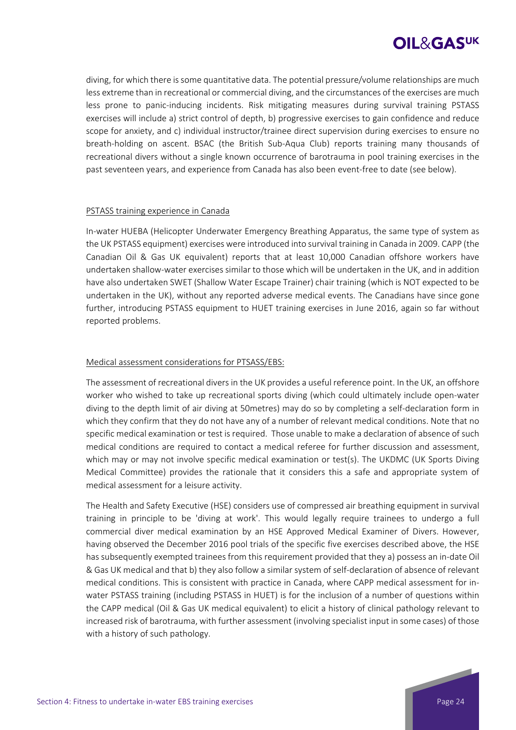diving, for which there is some quantitative data. The potential pressure/volume relationships are much less extreme than in recreational or commercial diving, and the circumstances of the exercises are much less prone to panic-inducing incidents. Risk mitigating measures during survival training PSTASS exercises will include a) strict control of depth, b) progressive exercises to gain confidence and reduce scope for anxiety, and c) individual instructor/trainee direct supervision during exercises to ensure no breath-holding on ascent. BSAC (the British Sub-Aqua Club) reports training many thousands of recreational divers without a single known occurrence of barotrauma in pool training exercises in the past seventeen years, and experience from Canada has also been event-free to date (see below).

PSTASS training experience in Canada

In-water HUEBA (Helicopter Underwater Emergency Breathing Apparatus, the same type of system as the UK PSTASS equipment) exercises were introduced into survival training in Canada in 2009. CAPP (the Canadian Oil & Gas UK equivalent) reports that at least 10,000 Canadian offshore workers have undertaken shallow-water exercises similar to those which will be undertaken in the UK, and in addition have also undertaken SWET (Shallow Water Escape Trainer) chair training (which is NOT expected to be undertaken in the UK), without any reported adverse medical events. The Canadians have since gone further, introducing PSTASS equipment to HUET training exercises in June 2016, again so far without reported problems.

Medical assessment considerations for PTSASS/EBS:

The assessment of recreational divers in the UK provides a useful reference point. In the UK, an offshore worker who wished to take up recreational sports diving (which could ultimately include open-water diving to the depth limit of air diving at 50metres) may do so by completing a self-declaration form in which they confirm that they do not have any of a number of relevant medical conditions. Note that no specific medical examination or test is required. Those unable to make a declaration of absence of such medical conditions are required to contact a medical referee for further discussion and assessment, which may or may not involve specific medical examination or test(s). The UKDMC (UK Sports Diving Medical Committee) provides the rationale that it considers this a safe and appropriate system of medical assessment for a leisure activity.

The Health and Safety Executive (HSE) considers use of compressed air breathing equipment in survival training in principle to be 'diving at work'. This would legally require trainees to undergo a full commercial diver medical examination by an HSE Approved Medical Examiner of Divers. However, having observed the December 2016 pool trials of the specific five exercises described above, the HSE has subsequently exempted trainees from this requirement provided that they a) possess an in-date Oil & Gas UK medical and that b) they also follow a similar system of self-declaration of absence of relevant medical conditions. This is consistent with practice in Canada, where CAPP medical assessment for in-water PSTASS training (including PSTASS in HUET) is for the inclusion of a number of questions within the CAPP medical (Oil & Gas UK medical equivalent) to elicit a history of clinical pathology relevant to increased risk of barotrauma, with further assessment (involving specialist input in some cases) of those with a history of such pathology.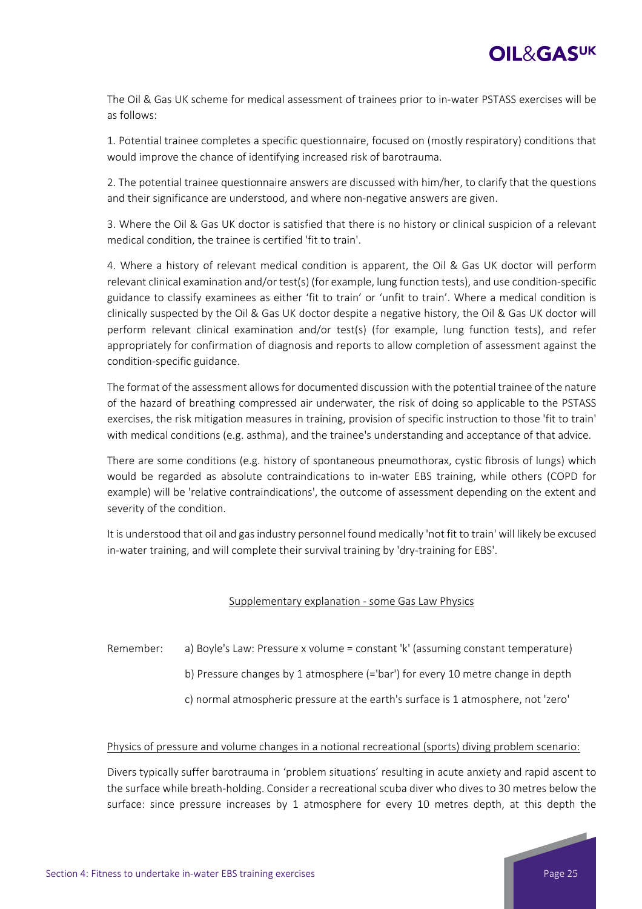The Oil & Gas UK scheme for medical assessment of trainees prior to in-water PSTASS exercises will be as follows:

1. Potential trainee completes a specific questionnaire, focused on (mostly respiratory) conditions that would improve the chance of identifying increased risk of barotrauma.

2. The potential trainee questionnaire answers are discussed with him/her, to clarify that the questions and their significance are understood, and where non-negative answers are given.

3. Where the Oil & Gas UK doctor is satisfied that there is no history or clinical suspicion of a relevant medical condition, the trainee is certified 'fit to train'.

4. Where a history of relevant medical condition is apparent, the Oil & Gas UK doctor will perform relevant clinical examination and/or test(s) (for example, lung function tests), and use condition-specific guidance to classify examinees as either 'fit to train' or 'unfit to train'. Where a medical condition is clinically suspected by the Oil & Gas UK doctor despite a negative history, the Oil & Gas UK doctor will perform relevant clinical examination and/or test(s) (for example, lung function tests), and refer appropriately for confirmation of diagnosis and reports to allow completion of assessment against the condition-specific guidance.

The format of the assessment allows for documented discussion with the potential trainee of the nature of the hazard of breathing compressed air underwater, the risk of doing so applicable to the PSTASS exercises, the risk mitigation measures in training, provision of specific instruction to those 'fit to train' with medical conditions (e.g. asthma), and the trainee's understanding and acceptance of that advice.

There are some conditions (e.g. history of spontaneous pneumothorax, cystic fibrosis of lungs) which would be regarded as absolute contraindications to in-water EBS training, while others (COPD for example) will be 'relative contraindications', the outcome of assessment depending on the extent and severity of the condition.

It is understood that oil and gas industry personnel found medically 'not fit to train' will likely be excused in-water training, and will complete their survival training by 'dry-training for EBS'.

## Supplementary explanation - some Gas Law Physics

Remember:

a) Boyle's Law: Pressure x volume = constant 'k' (assuming constant temperature)

b) Pressure changes by 1 atmosphere (='bar') for every 10 metre change in depth

c) normal atmospheric pressure at the earth's surface is 1 atmosphere, not 'zero'

### Physics of pressure and volume changes in a notional recreational (sports) diving problem scenario:

Divers typically suffer barotrauma in 'problem situations' resulting in acute anxiety and rapid ascent to the surface while breath-holding. Consider a recreational scuba diver who dives to 30 metres below the surface: since pressure increases by 1 atmosphere for every 10 metres depth, at this depth the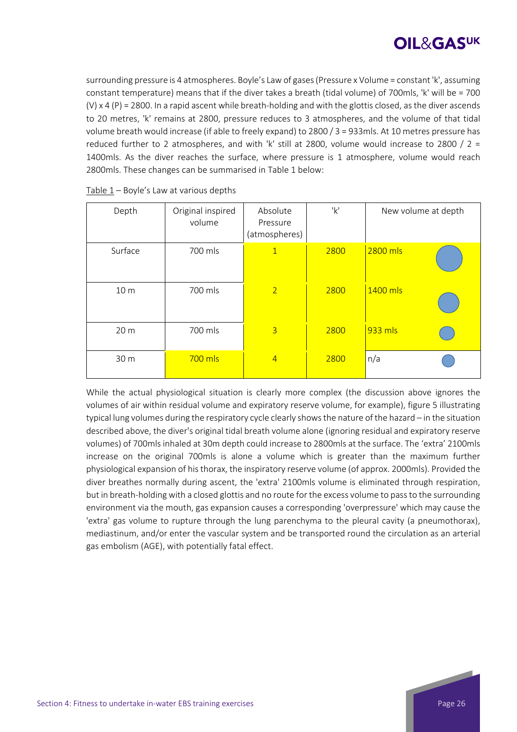surrounding pressure is 4 atmospheres. Boyle's Law of gases (Pressure x Volume = constant 'k', assuming constant temperature) means that if the diver takes a breath (tidal volume) of 700mls, 'k' will be = 700 (V) x 4 (P) = 2800. In a rapid ascent while breath-holding and with the glottis closed, as the diver ascends to 20 metres, 'k' remains at 2800, pressure reduces to 3 atmospheres, and the volume of that tidal volume breath would increase (if able to freely expand) to 2800 / 3 = 933mls. At 10 metres pressure has reduced further to 2 atmospheres, and with 'k' still at 2800, volume would increase to 2800 / 2 = 1400mls. As the diver reaches the surface, where pressure is 1 atmosphere, volume would reach 2800mls. These changes can be summarised in Table 1 below:

Table 1 – Boyle's Law at various depths

| Depth | Original inspired volume | Absolute Pressure (atmospheres) | 'k' | New volume at depth |
|---|---|---|---|---|
| Surface | 700 mls | 1 | 2800 | 2800 mls |
| 10 m | 700 mls | 2 | 2800 | 1400 mls |
| 20 m | 700 mls | 3 | 2800 | 933 mls |
| 30 m | 700 mls | 4 | 2800 | n/a |

While the actual physiological situation is clearly more complex (the discussion above ignores the volumes of air within residual volume and expiratory reserve volume, for example), figure 5 illustrating typical lung volumes during the respiratory cycle clearly shows the nature of the hazard – in the situation described above, the diver's original tidal breath volume alone (ignoring residual and expiratory reserve volumes) of 700mls inhaled at 30m depth could increase to 2800mls at the surface. The 'extra' 2100mls increase on the original 700mls is alone a volume which is greater than the maximum further physiological expansion of his thorax, the inspiratory reserve volume (of approx. 2000mls). Provided the diver breathes normally during ascent, the 'extra' 2100mls volume is eliminated through respiration, but in breath-holding with a closed glottis and no route for the excess volume to pass to the surrounding environment via the mouth, gas expansion causes a corresponding 'overpressure' which may cause the 'extra' gas volume to rupture through the lung parenchyma to the pleural cavity (a pneumothorax), mediastinum, and/or enter the vascular system and be transported round the circulation as an arterial gas embolism (AGE), with potentially fatal effect.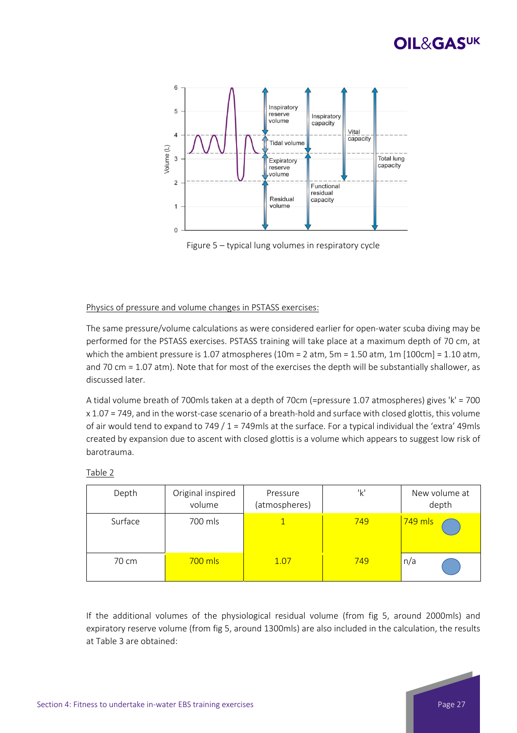Figure 5 – typical lung volumes in respiratory cycle

Physics of pressure and volume changes in PSTASS exercises:

The same pressure/volume calculations as were considered earlier for open-water scuba diving may be performed for the PSTASS exercises. PSTASS training will take place at a maximum depth of 70 cm, at which the ambient pressure is 1.07 atmospheres (10m = 2 atm, 5m = 1.50 atm, 1m [100cm] = 1.10 atm, and 70 cm = 1.07 atm). Note that for most of the exercises the depth will be substantially shallower, as discussed later.

A tidal volume breath of 700mls taken at a depth of 70cm (=pressure 1.07 atmospheres) gives 'k' = 700 x 1.07 = 749, and in the worst-case scenario of a breath-hold and surface with closed glottis, this volume of air would tend to expand to 749 / 1 = 749mls at the surface. For a typical individual the 'extra' 49mls created by expansion due to ascent with closed glottis is a volume which appears to suggest low risk of barotrauma.

Table 2

| Depth | Original inspired volume | Pressure (atmospheres) | 'k' | New volume at depth |
|---|---|---|---|---|
| Surface | 700 mls | 1 | 749 | 749 mls |
| 70 cm | 700 mls | 1.07 | 749 | n/a |

If the additional volumes of the physiological residual volume (from fig 5, around 2000mls) and expiratory reserve volume (from fig 5, around 1300mls) are also included in the calculation, the results at Table 3 are obtained: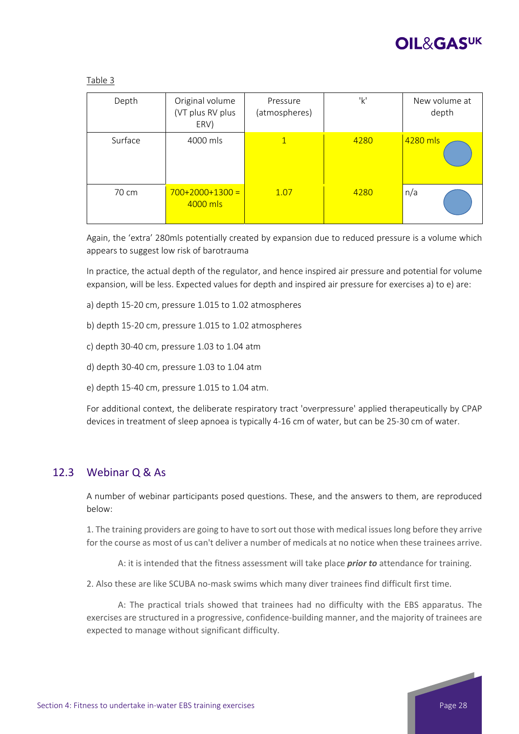Table 3

| Depth | Original volume (VT plus RV plus ERV) | Pressure (atmospheres) | 'k' | New volume at depth |
|---|---|---|---|---|
| Surface | 4000 mls | 1 | 4280 | 4280 mls |
| 70 cm | 700+2000+1300 = 4000 mls | 1.07 | 4280 | n/a |

Again, the 'extra' 280mls potentially created by expansion due to reduced pressure is a volume which appears to suggest low risk of barotrauma

In practice, the actual depth of the regulator, and hence inspired air pressure and potential for volume expansion, will be less. Expected values for depth and inspired air pressure for exercises a) to e) are:

a) depth 15-20 cm, pressure 1.015 to 1.02 atmospheres

b) depth 15-20 cm, pressure 1.015 to 1.02 atmospheres

c) depth 30-40 cm, pressure 1.03 to 1.04 atm

d) depth 30-40 cm, pressure 1.03 to 1.04 atm

e) depth 15-40 cm, pressure 1.015 to 1.04 atm.

For additional context, the deliberate respiratory tract 'overpressure' applied therapeutically by CPAP devices in treatment of sleep apnoea is typically 4-16 cm of water, but can be 25-30 cm of water.

## 12.3 Webinar Q & As

A number of webinar participants posed questions. These, and the answers to them, are reproduced below:

1. The training providers are going to have to sort out those with medical issues long before they arrive for the course as most of us can't deliver a number of medicals at no notice when these trainees arrive.

A: it is intended that the fitness assessment will take place ***prior to*** attendance for training.

2. Also these are like SCUBA no-mask swims which many diver trainees find difficult first time.

A: The practical trials showed that trainees had no difficulty with the EBS apparatus. The exercises are structured in a progressive, confidence-building manner, and the majority of trainees are expected to manage without significant difficulty.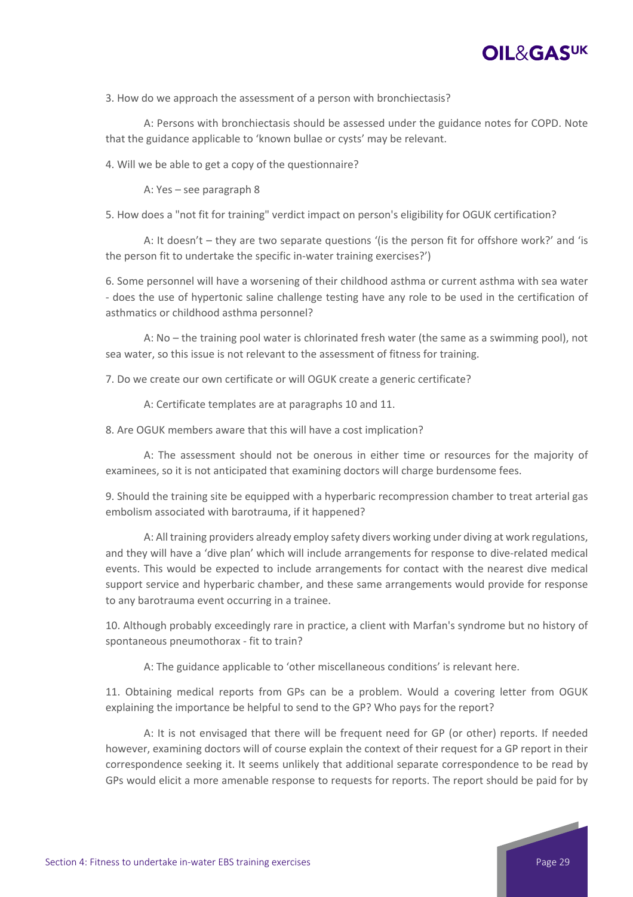3. How do we approach the assessment of a person with bronchiectasis?

A: Persons with bronchiectasis should be assessed under the guidance notes for COPD. Note that the guidance applicable to 'known bullae or cysts' may be relevant.

4. Will we be able to get a copy of the questionnaire?

A: Yes – see paragraph 8

5. How does a "not fit for training" verdict impact on person's eligibility for OGUK certification?

A: It doesn't – they are two separate questions '(is the person fit for offshore work?' and 'is the person fit to undertake the specific in-water training exercises?')

6. Some personnel will have a worsening of their childhood asthma or current asthma with sea water - does the use of hypertonic saline challenge testing have any role to be used in the certification of asthmatics or childhood asthma personnel?

A: No – the training pool water is chlorinated fresh water (the same as a swimming pool), not sea water, so this issue is not relevant to the assessment of fitness for training.

7. Do we create our own certificate or will OGUK create a generic certificate?

A: Certificate templates are at paragraphs 10 and 11.

8. Are OGUK members aware that this will have a cost implication?

A: The assessment should not be onerous in either time or resources for the majority of examinees, so it is not anticipated that examining doctors will charge burdensome fees.

9. Should the training site be equipped with a hyperbaric recompression chamber to treat arterial gas embolism associated with barotrauma, if it happened?

A: All training providers already employ safety divers working under diving at work regulations, and they will have a 'dive plan' which will include arrangements for response to dive-related medical events. This would be expected to include arrangements for contact with the nearest dive medical support service and hyperbaric chamber, and these same arrangements would provide for response to any barotrauma event occurring in a trainee.

10. Although probably exceedingly rare in practice, a client with Marfan's syndrome but no history of spontaneous pneumothorax - fit to train?

A: The guidance applicable to 'other miscellaneous conditions' is relevant here.

11. Obtaining medical reports from GPs can be a problem. Would a covering letter from OGUK explaining the importance be helpful to send to the GP? Who pays for the report?

A: It is not envisaged that there will be frequent need for GP (or other) reports. If needed however, examining doctors will of course explain the context of their request for a GP report in their correspondence seeking it. It seems unlikely that additional separate correspondence to be read by GPs would elicit a more amenable response to requests for reports. The report should be paid for by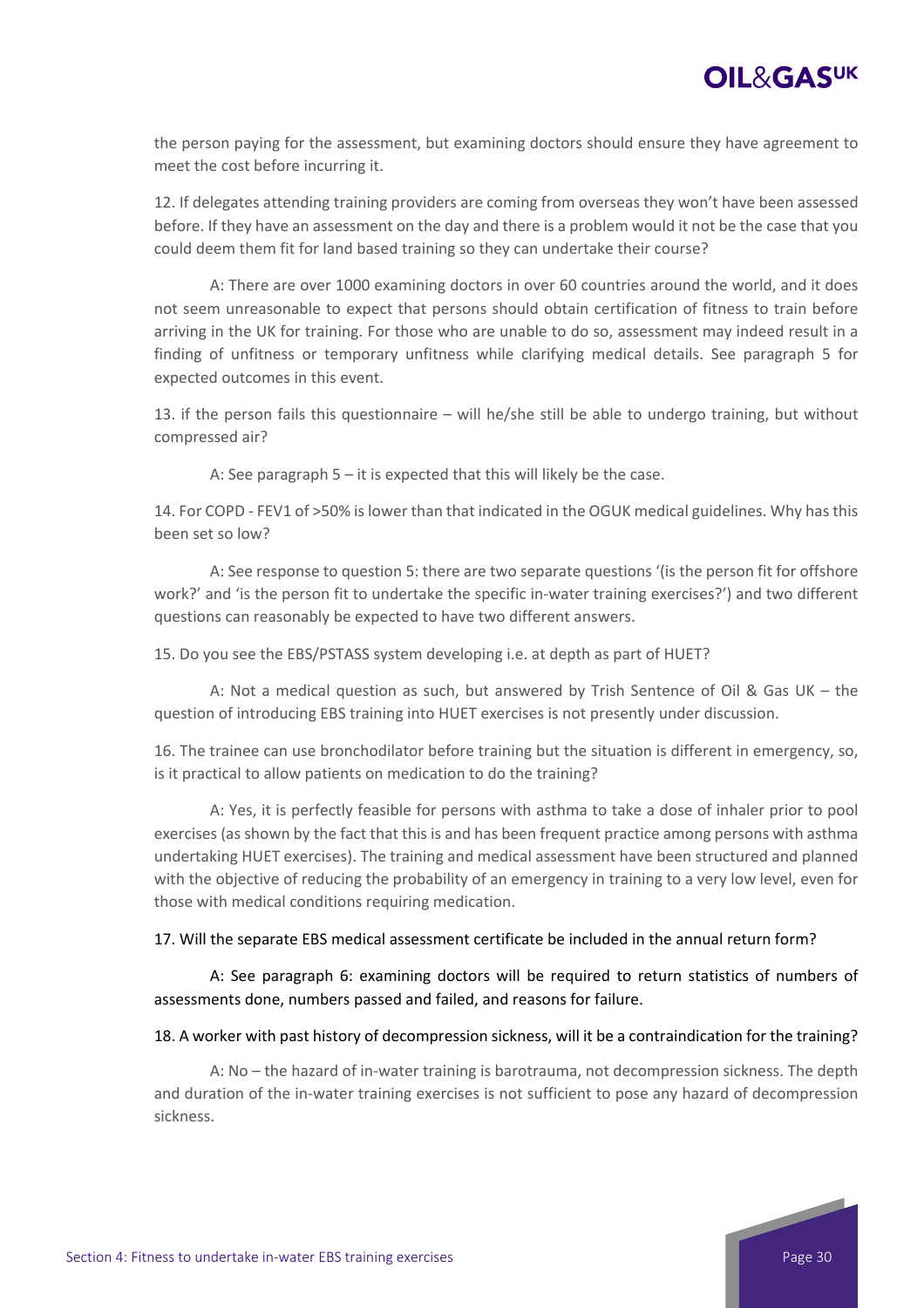the person paying for the assessment, but examining doctors should ensure they have agreement to meet the cost before incurring it.

12. If delegates attending training providers are coming from overseas they won't have been assessed before. If they have an assessment on the day and there is a problem would it not be the case that you could deem them fit for land based training so they can undertake their course?

A: There are over 1000 examining doctors in over 60 countries around the world, and it does not seem unreasonable to expect that persons should obtain certification of fitness to train before arriving in the UK for training. For those who are unable to do so, assessment may indeed result in a finding of unfitness or temporary unfitness while clarifying medical details. See paragraph 5 for expected outcomes in this event.

13. if the person fails this questionnaire – will he/she still be able to undergo training, but without compressed air?

A: See paragraph 5 – it is expected that this will likely be the case.

14. For COPD - FEV1 of >50% is lower than that indicated in the OGUK medical guidelines. Why has this been set so low?

A: See response to question 5: there are two separate questions '(is the person fit for offshore work?' and 'is the person fit to undertake the specific in-water training exercises?') and two different questions can reasonably be expected to have two different answers.

15. Do you see the EBS/PSTASS system developing i.e. at depth as part of HUET?

A: Not a medical question as such, but answered by Trish Sentence of Oil & Gas UK – the question of introducing EBS training into HUET exercises is not presently under discussion.

16. The trainee can use bronchodilator before training but the situation is different in emergency, so, is it practical to allow patients on medication to do the training?

A: Yes, it is perfectly feasible for persons with asthma to take a dose of inhaler prior to pool exercises (as shown by the fact that this is and has been frequent practice among persons with asthma undertaking HUET exercises). The training and medical assessment have been structured and planned with the objective of reducing the probability of an emergency in training to a very low level, even for those with medical conditions requiring medication.

17. Will the separate EBS medical assessment certificate be included in the annual return form?

A: See paragraph 6: examining doctors will be required to return statistics of numbers of assessments done, numbers passed and failed, and reasons for failure.

18. A worker with past history of decompression sickness, will it be a contraindication for the training?

A: No – the hazard of in-water training is barotrauma, not decompression sickness. The depth and duration of the in-water training exercises is not sufficient to pose any hazard of decompression sickness.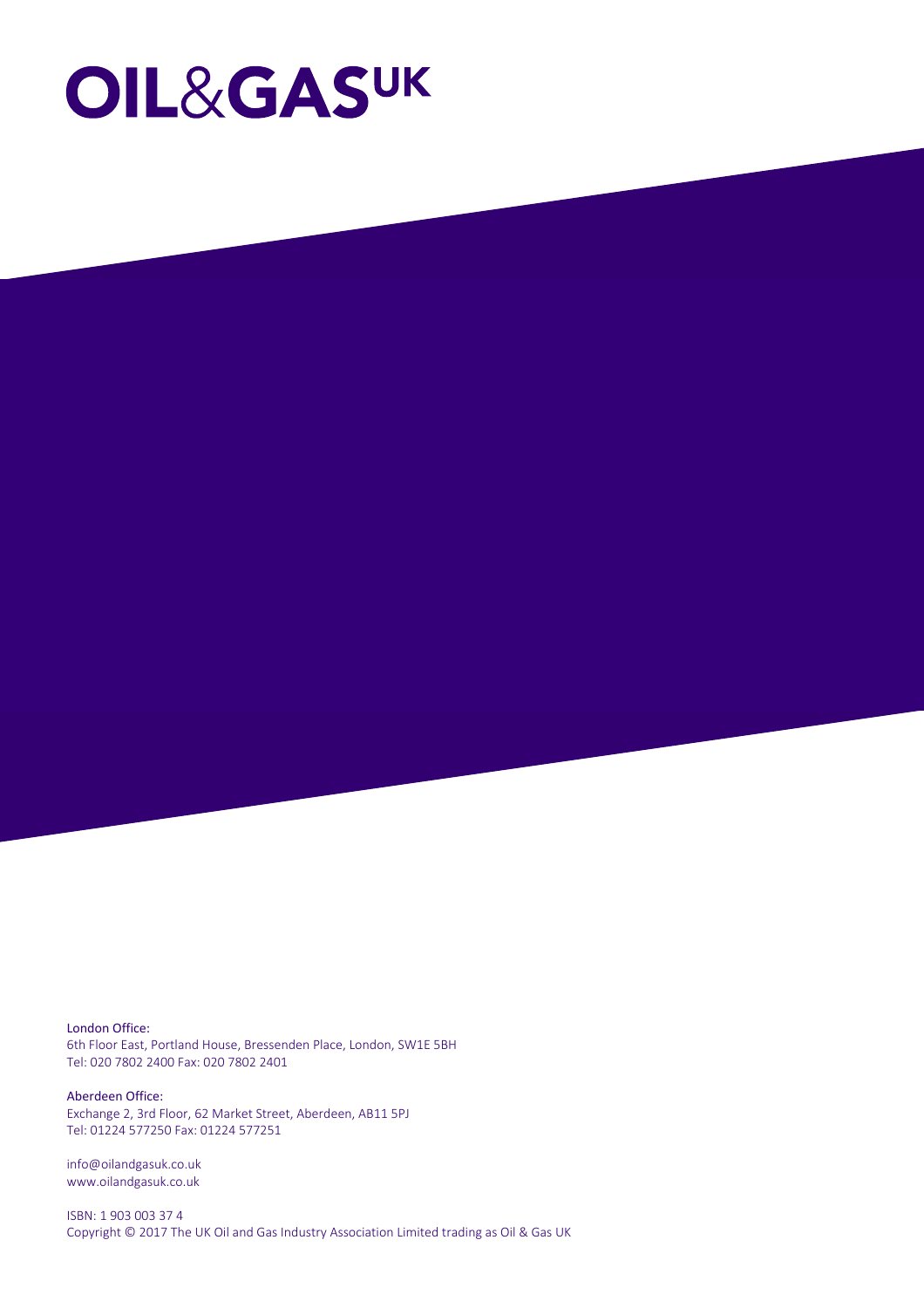# OIL&GAS UK

London Office:
6th Floor East, Portland House, Bressenden Place, London, SW1E 5BH
Tel: 020 7802 2400 Fax: 020 7802 2401

Aberdeen Office:
Exchange 2, 3rd Floor, 62 Market Street, Aberdeen, AB11 5PJ
Tel: 01224 577250 Fax: 01224 577251

info@oilandgasuk.co.uk
www.oilandgasuk.co.uk

ISBN: 1 903 003 37 4
Copyright © 2017 The UK Oil and Gas Industry Association Limited trading as Oil & Gas UK